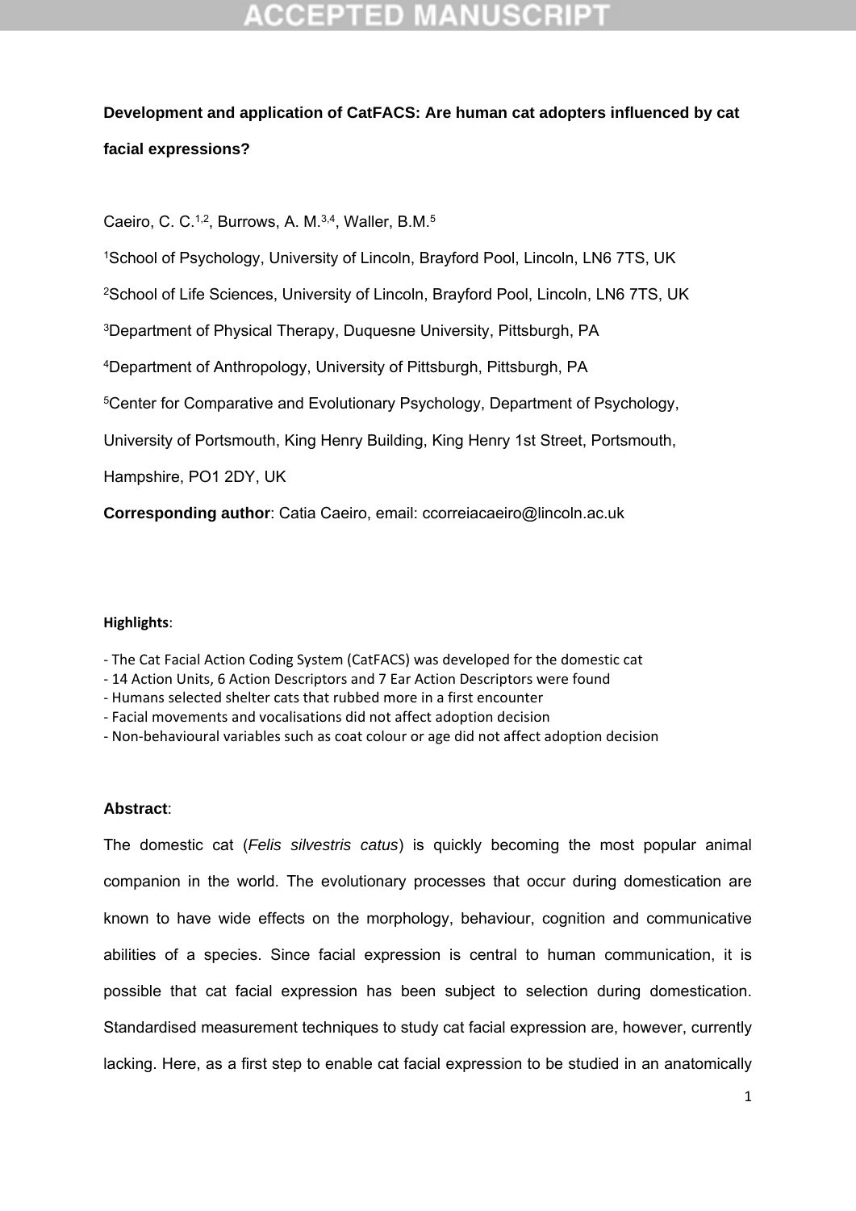**Development and application of CatFACS: Are human cat adopters influenced by cat facial expressions?**

Caeiro, C. C.[1,2], Burrows, A. M.[3,4], Waller, B.M.[5]

[1]School of Psychology, University of Lincoln, Brayford Pool, Lincoln, LN6 7TS, UK

[2]School of Life Sciences, University of Lincoln, Brayford Pool, Lincoln, LN6 7TS, UK

[3]Department of Physical Therapy, Duquesne University, Pittsburgh, PA

[4]Department of Anthropology, University of Pittsburgh, Pittsburgh, PA

[5]Center for Comparative and Evolutionary Psychology, Department of Psychology, University of Portsmouth, King Henry Building, King Henry 1st Street, Portsmouth, Hampshire, PO1 2DY, UK

**Corresponding author**: Catia Caeiro, email: ccorreiacaeiro@lincoln.ac.uk

**Highlights**:

- The Cat Facial Action Coding System (CatFACS) was developed for the domestic cat
- 14 Action Units, 6 Action Descriptors and 7 Ear Action Descriptors were found
- Humans selected shelter cats that rubbed more in a first encounter
- Facial movements and vocalisations did not affect adoption decision
- Non-behavioural variables such as coat colour or age did not affect adoption decision

**Abstract**:

The domestic cat (*Felis silvestris catus*) is quickly becoming the most popular animal companion in the world. The evolutionary processes that occur during domestication are known to have wide effects on the morphology, behaviour, cognition and communicative abilities of a species. Since facial expression is central to human communication, it is possible that cat facial expression has been subject to selection during domestication. Standardised measurement techniques to study cat facial expression are, however, currently lacking. Here, as a first step to enable cat facial expression to be studied in an anatomically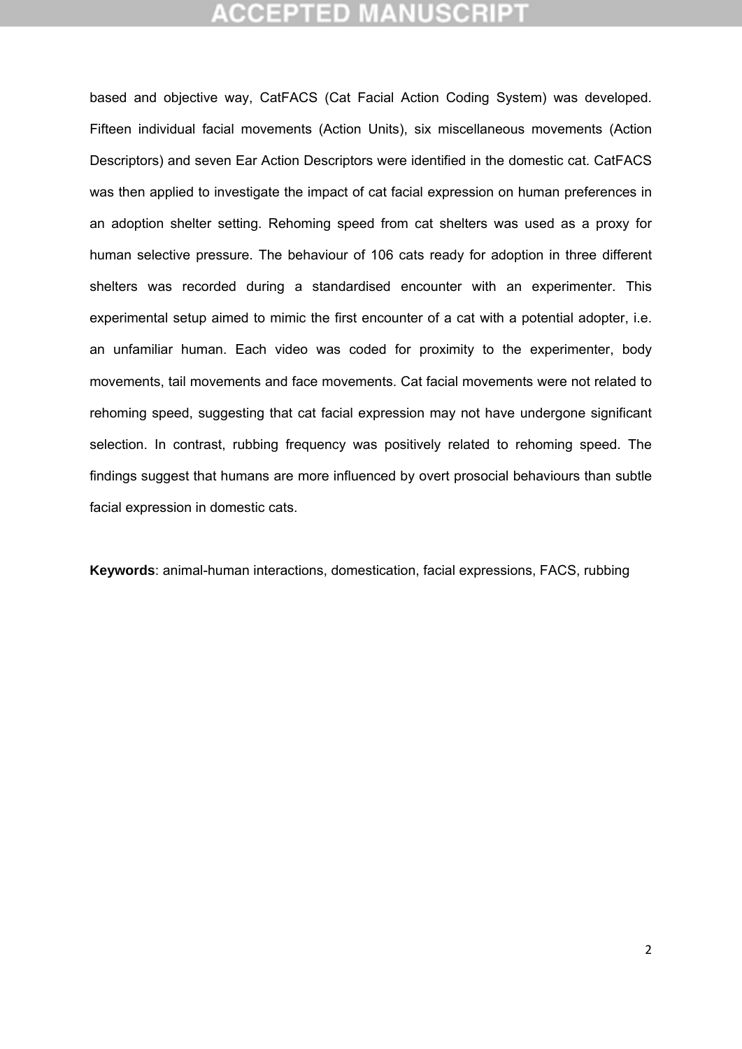based and objective way, CatFACS (Cat Facial Action Coding System) was developed. Fifteen individual facial movements (Action Units), six miscellaneous movements (Action Descriptors) and seven Ear Action Descriptors were identified in the domestic cat. CatFACS was then applied to investigate the impact of cat facial expression on human preferences in an adoption shelter setting. Rehoming speed from cat shelters was used as a proxy for human selective pressure. The behaviour of 106 cats ready for adoption in three different shelters was recorded during a standardised encounter with an experimenter. This experimental setup aimed to mimic the first encounter of a cat with a potential adopter, i.e. an unfamiliar human. Each video was coded for proximity to the experimenter, body movements, tail movements and face movements. Cat facial movements were not related to rehoming speed, suggesting that cat facial expression may not have undergone significant selection. In contrast, rubbing frequency was positively related to rehoming speed. The findings suggest that humans are more influenced by overt prosocial behaviours than subtle facial expression in domestic cats.

**Keywords**: animal-human interactions, domestication, facial expressions, FACS, rubbing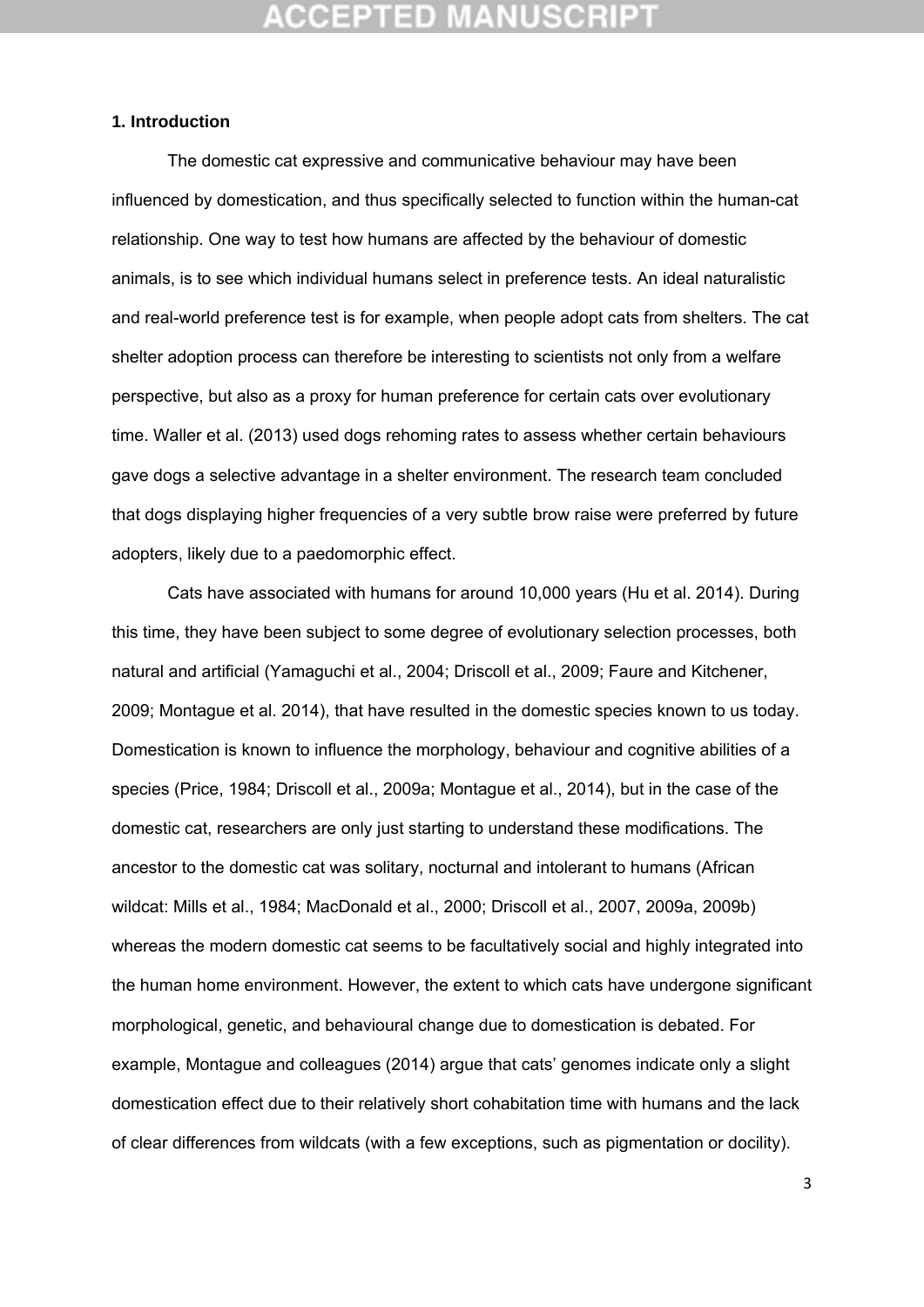## 1. Introduction

The domestic cat expressive and communicative behaviour may have been influenced by domestication, and thus specifically selected to function within the human-cat relationship. One way to test how humans are affected by the behaviour of domestic animals, is to see which individual humans select in preference tests. An ideal naturalistic and real-world preference test is for example, when people adopt cats from shelters. The cat shelter adoption process can therefore be interesting to scientists not only from a welfare perspective, but also as a proxy for human preference for certain cats over evolutionary time. Waller et al. (2013) used dogs rehoming rates to assess whether certain behaviours gave dogs a selective advantage in a shelter environment. The research team concluded that dogs displaying higher frequencies of a very subtle brow raise were preferred by future adopters, likely due to a paedomorphic effect.

Cats have associated with humans for around 10,000 years (Hu et al. 2014). During this time, they have been subject to some degree of evolutionary selection processes, both natural and artificial (Yamaguchi et al., 2004; Driscoll et al., 2009; Faure and Kitchener, 2009; Montague et al. 2014), that have resulted in the domestic species known to us today. Domestication is known to influence the morphology, behaviour and cognitive abilities of a species (Price, 1984; Driscoll et al., 2009a; Montague et al., 2014), but in the case of the domestic cat, researchers are only just starting to understand these modifications. The ancestor to the domestic cat was solitary, nocturnal and intolerant to humans (African wildcat: Mills et al., 1984; MacDonald et al., 2000; Driscoll et al., 2007, 2009a, 2009b) whereas the modern domestic cat seems to be facultatively social and highly integrated into the human home environment. However, the extent to which cats have undergone significant morphological, genetic, and behavioural change due to domestication is debated. For example, Montague and colleagues (2014) argue that cats' genomes indicate only a slight domestication effect due to their relatively short cohabitation time with humans and the lack of clear differences from wildcats (with a few exceptions, such as pigmentation or docility).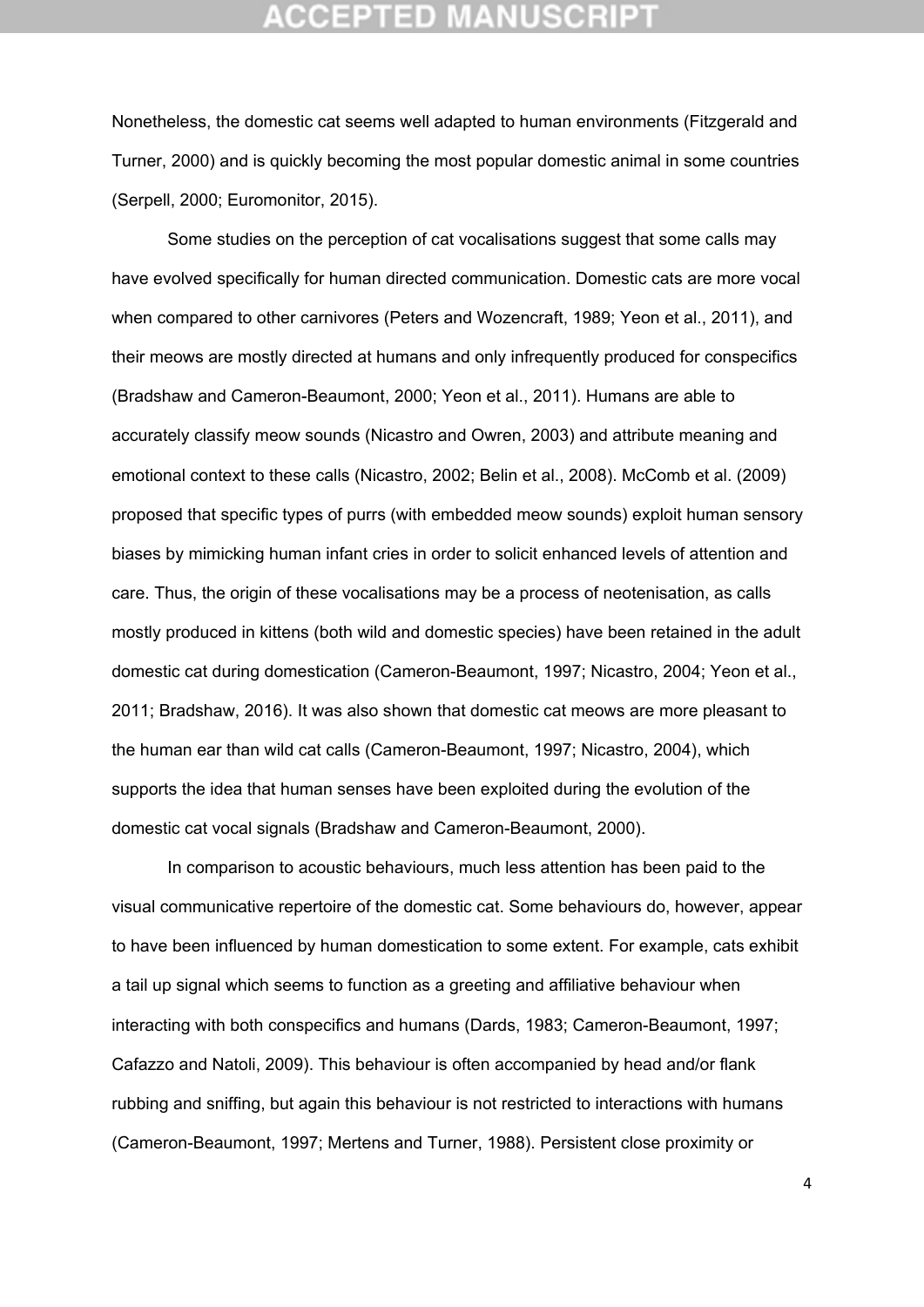Nonetheless, the domestic cat seems well adapted to human environments (Fitzgerald and Turner, 2000) and is quickly becoming the most popular domestic animal in some countries (Serpell, 2000; Euromonitor, 2015).

Some studies on the perception of cat vocalisations suggest that some calls may have evolved specifically for human directed communication. Domestic cats are more vocal when compared to other carnivores (Peters and Wozencraft, 1989; Yeon et al., 2011), and their meows are mostly directed at humans and only infrequently produced for conspecifics (Bradshaw and Cameron-Beaumont, 2000; Yeon et al., 2011). Humans are able to accurately classify meow sounds (Nicastro and Owren, 2003) and attribute meaning and emotional context to these calls (Nicastro, 2002; Belin et al., 2008). McComb et al. (2009) proposed that specific types of purrs (with embedded meow sounds) exploit human sensory biases by mimicking human infant cries in order to solicit enhanced levels of attention and care. Thus, the origin of these vocalisations may be a process of neotenisation, as calls mostly produced in kittens (both wild and domestic species) have been retained in the adult domestic cat during domestication (Cameron-Beaumont, 1997; Nicastro, 2004; Yeon et al., 2011; Bradshaw, 2016). It was also shown that domestic cat meows are more pleasant to the human ear than wild cat calls (Cameron-Beaumont, 1997; Nicastro, 2004), which supports the idea that human senses have been exploited during the evolution of the domestic cat vocal signals (Bradshaw and Cameron-Beaumont, 2000).

In comparison to acoustic behaviours, much less attention has been paid to the visual communicative repertoire of the domestic cat. Some behaviours do, however, appear to have been influenced by human domestication to some extent. For example, cats exhibit a tail up signal which seems to function as a greeting and affiliative behaviour when interacting with both conspecifics and humans (Dards, 1983; Cameron-Beaumont, 1997; Cafazzo and Natoli, 2009). This behaviour is often accompanied by head and/or flank rubbing and sniffing, but again this behaviour is not restricted to interactions with humans (Cameron-Beaumont, 1997; Mertens and Turner, 1988). Persistent close proximity or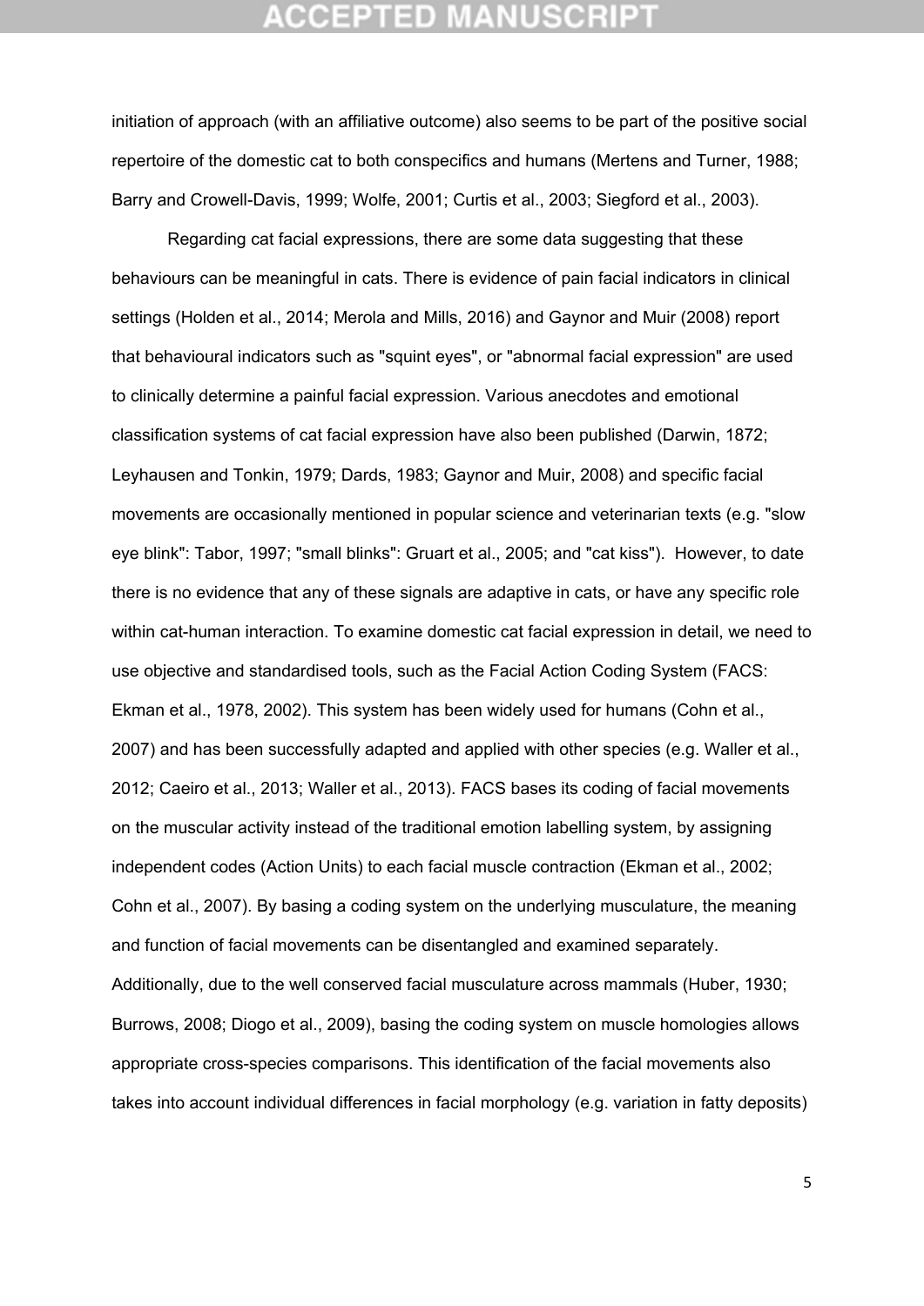initiation of approach (with an affiliative outcome) also seems to be part of the positive social repertoire of the domestic cat to both conspecifics and humans (Mertens and Turner, 1988; Barry and Crowell-Davis, 1999; Wolfe, 2001; Curtis et al., 2003; Siegford et al., 2003).

Regarding cat facial expressions, there are some data suggesting that these behaviours can be meaningful in cats. There is evidence of pain facial indicators in clinical settings (Holden et al., 2014; Merola and Mills, 2016) and Gaynor and Muir (2008) report that behavioural indicators such as "squint eyes", or "abnormal facial expression" are used to clinically determine a painful facial expression. Various anecdotes and emotional classification systems of cat facial expression have also been published (Darwin, 1872; Leyhausen and Tonkin, 1979; Dards, 1983; Gaynor and Muir, 2008) and specific facial movements are occasionally mentioned in popular science and veterinarian texts (e.g. "slow eye blink": Tabor, 1997; "small blinks": Gruart et al., 2005; and "cat kiss"). However, to date there is no evidence that any of these signals are adaptive in cats, or have any specific role within cat-human interaction. To examine domestic cat facial expression in detail, we need to use objective and standardised tools, such as the Facial Action Coding System (FACS: Ekman et al., 1978, 2002). This system has been widely used for humans (Cohn et al., 2007) and has been successfully adapted and applied with other species (e.g. Waller et al., 2012; Caeiro et al., 2013; Waller et al., 2013). FACS bases its coding of facial movements on the muscular activity instead of the traditional emotion labelling system, by assigning independent codes (Action Units) to each facial muscle contraction (Ekman et al., 2002; Cohn et al., 2007). By basing a coding system on the underlying musculature, the meaning and function of facial movements can be disentangled and examined separately. Additionally, due to the well conserved facial musculature across mammals (Huber, 1930; Burrows, 2008; Diogo et al., 2009), basing the coding system on muscle homologies allows appropriate cross-species comparisons. This identification of the facial movements also takes into account individual differences in facial morphology (e.g. variation in fatty deposits)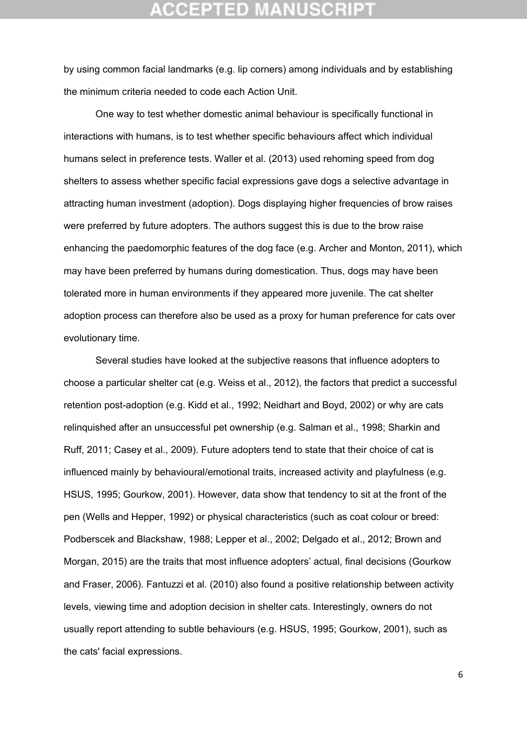by using common facial landmarks (e.g. lip corners) among individuals and by establishing the minimum criteria needed to code each Action Unit.

One way to test whether domestic animal behaviour is specifically functional in interactions with humans, is to test whether specific behaviours affect which individual humans select in preference tests. Waller et al. (2013) used rehoming speed from dog shelters to assess whether specific facial expressions gave dogs a selective advantage in attracting human investment (adoption). Dogs displaying higher frequencies of brow raises were preferred by future adopters. The authors suggest this is due to the brow raise enhancing the paedomorphic features of the dog face (e.g. Archer and Monton, 2011), which may have been preferred by humans during domestication. Thus, dogs may have been tolerated more in human environments if they appeared more juvenile. The cat shelter adoption process can therefore also be used as a proxy for human preference for cats over evolutionary time.

Several studies have looked at the subjective reasons that influence adopters to choose a particular shelter cat (e.g. Weiss et al., 2012), the factors that predict a successful retention post-adoption (e.g. Kidd et al., 1992; Neidhart and Boyd, 2002) or why are cats relinquished after an unsuccessful pet ownership (e.g. Salman et al., 1998; Sharkin and Ruff, 2011; Casey et al., 2009). Future adopters tend to state that their choice of cat is influenced mainly by behavioural/emotional traits, increased activity and playfulness (e.g. HSUS, 1995; Gourkow, 2001). However, data show that tendency to sit at the front of the pen (Wells and Hepper, 1992) or physical characteristics (such as coat colour or breed: Podberscek and Blackshaw, 1988; Lepper et al., 2002; Delgado et al., 2012; Brown and Morgan, 2015) are the traits that most influence adopters' actual, final decisions (Gourkow and Fraser, 2006). Fantuzzi et al. (2010) also found a positive relationship between activity levels, viewing time and adoption decision in shelter cats. Interestingly, owners do not usually report attending to subtle behaviours (e.g. HSUS, 1995; Gourkow, 2001), such as the cats' facial expressions.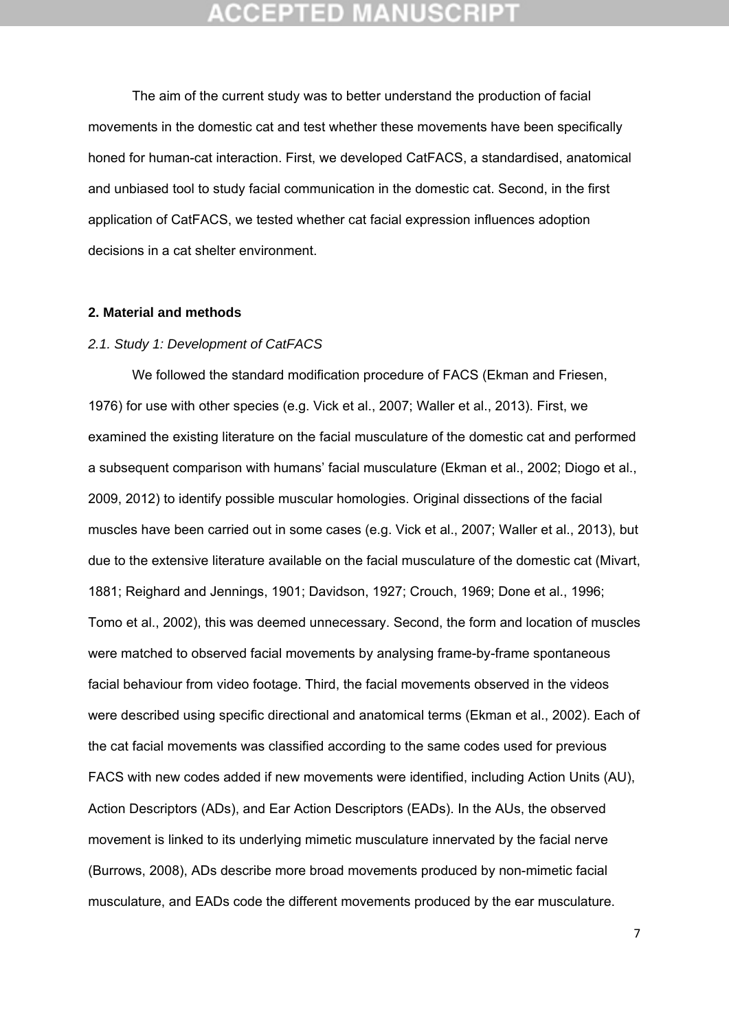The aim of the current study was to better understand the production of facial movements in the domestic cat and test whether these movements have been specifically honed for human-cat interaction. First, we developed CatFACS, a standardised, anatomical and unbiased tool to study facial communication in the domestic cat. Second, in the first application of CatFACS, we tested whether cat facial expression influences adoption decisions in a cat shelter environment.

## 2. Material and methods

### *2.1. Study 1: Development of CatFACS*

We followed the standard modification procedure of FACS (Ekman and Friesen, 1976) for use with other species (e.g. Vick et al., 2007; Waller et al., 2013). First, we examined the existing literature on the facial musculature of the domestic cat and performed a subsequent comparison with humans' facial musculature (Ekman et al., 2002; Diogo et al., 2009, 2012) to identify possible muscular homologies. Original dissections of the facial muscles have been carried out in some cases (e.g. Vick et al., 2007; Waller et al., 2013), but due to the extensive literature available on the facial musculature of the domestic cat (Mivart, 1881; Reighard and Jennings, 1901; Davidson, 1927; Crouch, 1969; Done et al., 1996; Tomo et al., 2002), this was deemed unnecessary. Second, the form and location of muscles were matched to observed facial movements by analysing frame-by-frame spontaneous facial behaviour from video footage. Third, the facial movements observed in the videos were described using specific directional and anatomical terms (Ekman et al., 2002). Each of the cat facial movements was classified according to the same codes used for previous FACS with new codes added if new movements were identified, including Action Units (AU), Action Descriptors (ADs), and Ear Action Descriptors (EADs). In the AUs, the observed movement is linked to its underlying mimetic musculature innervated by the facial nerve (Burrows, 2008), ADs describe more broad movements produced by non-mimetic facial musculature, and EADs code the different movements produced by the ear musculature.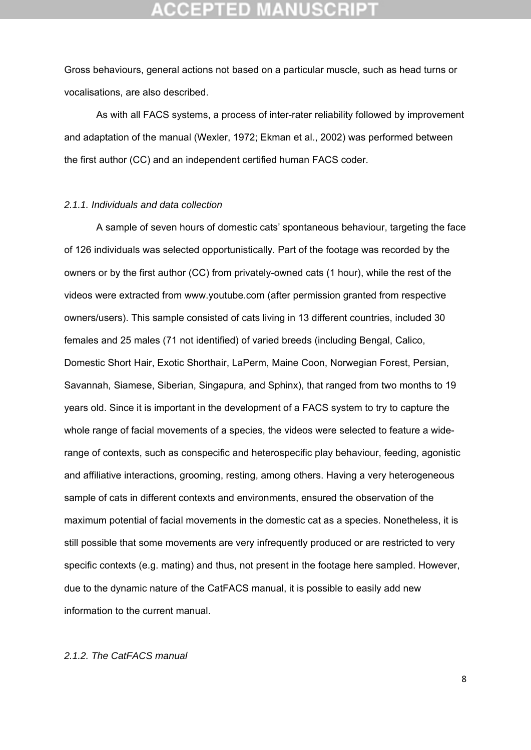Gross behaviours, general actions not based on a particular muscle, such as head turns or vocalisations, are also described.

As with all FACS systems, a process of inter-rater reliability followed by improvement and adaptation of the manual (Wexler, 1972; Ekman et al., 2002) was performed between the first author (CC) and an independent certified human FACS coder.

### *2.1.1. Individuals and data collection*

A sample of seven hours of domestic cats' spontaneous behaviour, targeting the face of 126 individuals was selected opportunistically. Part of the footage was recorded by the owners or by the first author (CC) from privately-owned cats (1 hour), while the rest of the videos were extracted from www.youtube.com (after permission granted from respective owners/users). This sample consisted of cats living in 13 different countries, included 30 females and 25 males (71 not identified) of varied breeds (including Bengal, Calico, Domestic Short Hair, Exotic Shorthair, LaPerm, Maine Coon, Norwegian Forest, Persian, Savannah, Siamese, Siberian, Singapura, and Sphinx), that ranged from two months to 19 years old. Since it is important in the development of a FACS system to try to capture the whole range of facial movements of a species, the videos were selected to feature a wide-range of contexts, such as conspecific and heterospecific play behaviour, feeding, agonistic and affiliative interactions, grooming, resting, among others. Having a very heterogeneous sample of cats in different contexts and environments, ensured the observation of the maximum potential of facial movements in the domestic cat as a species. Nonetheless, it is still possible that some movements are very infrequently produced or are restricted to very specific contexts (e.g. mating) and thus, not present in the footage here sampled. However, due to the dynamic nature of the CatFACS manual, it is possible to easily add new information to the current manual.

### *2.1.2. The CatFACS manual*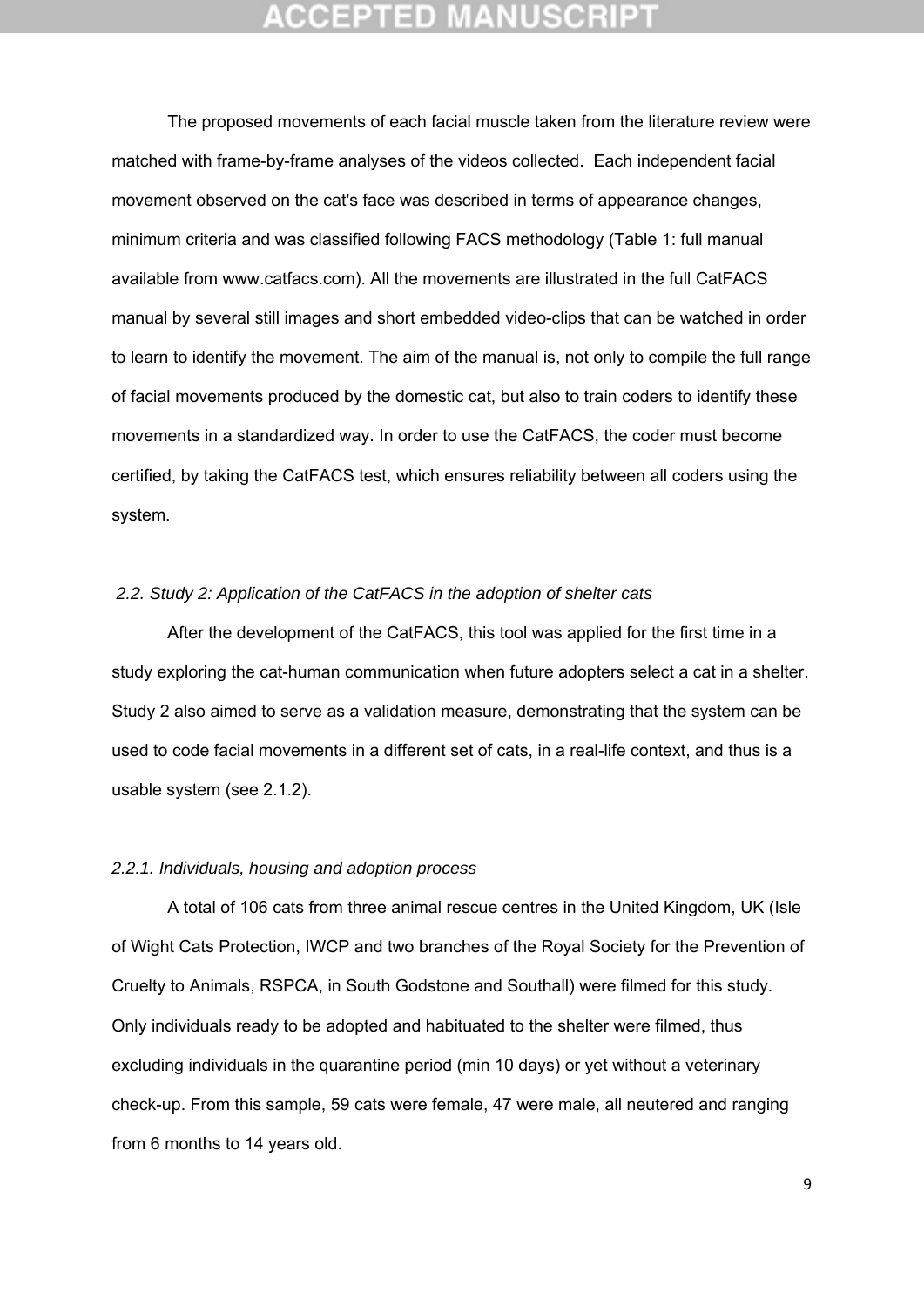The proposed movements of each facial muscle taken from the literature review were matched with frame-by-frame analyses of the videos collected. Each independent facial movement observed on the cat's face was described in terms of appearance changes, minimum criteria and was classified following FACS methodology (Table 1: full manual available from www.catfacs.com). All the movements are illustrated in the full CatFACS manual by several still images and short embedded video-clips that can be watched in order to learn to identify the movement. The aim of the manual is, not only to compile the full range of facial movements produced by the domestic cat, but also to train coders to identify these movements in a standardized way. In order to use the CatFACS, the coder must become certified, by taking the CatFACS test, which ensures reliability between all coders using the system.

### *2.2. Study 2: Application of the CatFACS in the adoption of shelter cats*

After the development of the CatFACS, this tool was applied for the first time in a study exploring the cat-human communication when future adopters select a cat in a shelter. Study 2 also aimed to serve as a validation measure, demonstrating that the system can be used to code facial movements in a different set of cats, in a real-life context, and thus is a usable system (see 2.1.2).

#### *2.2.1. Individuals, housing and adoption process*

A total of 106 cats from three animal rescue centres in the United Kingdom, UK (Isle of Wight Cats Protection, IWCP and two branches of the Royal Society for the Prevention of Cruelty to Animals, RSPCA, in South Godstone and Southall) were filmed for this study. Only individuals ready to be adopted and habituated to the shelter were filmed, thus excluding individuals in the quarantine period (min 10 days) or yet without a veterinary check-up. From this sample, 59 cats were female, 47 were male, all neutered and ranging from 6 months to 14 years old.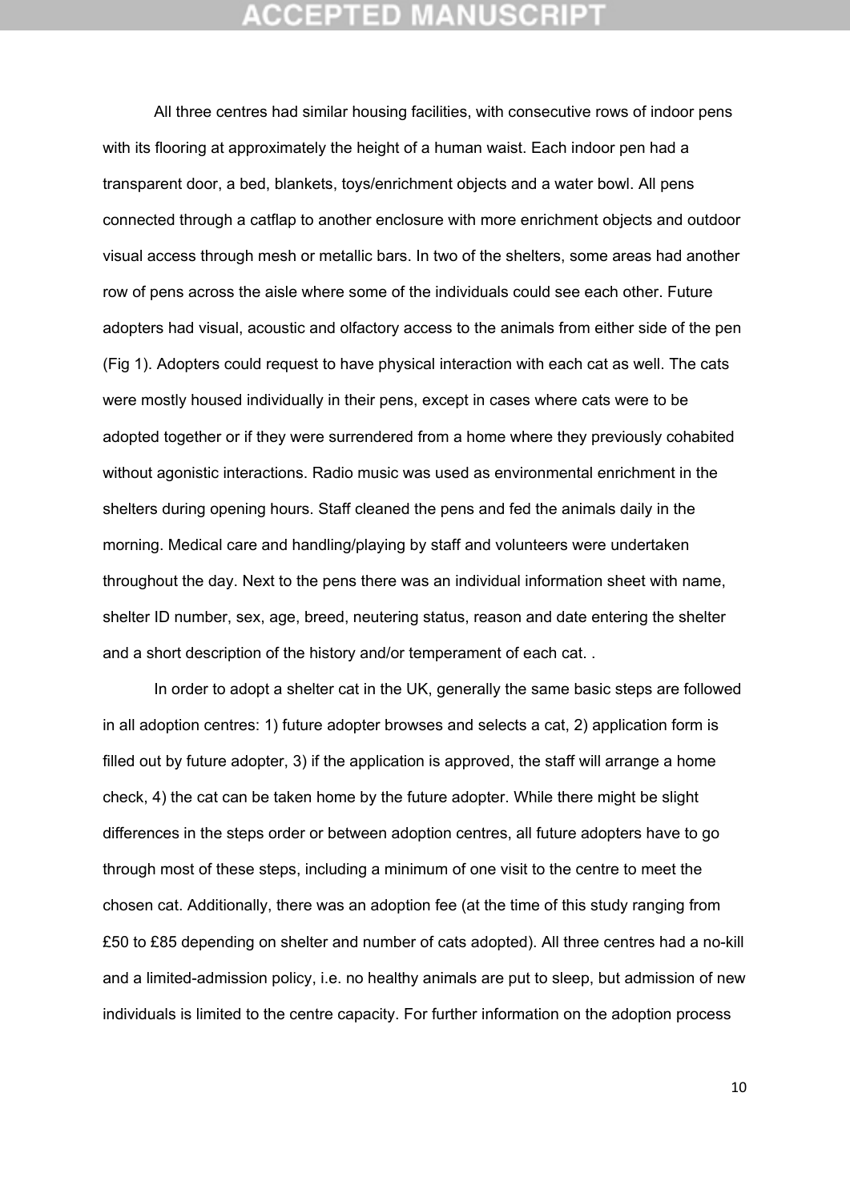All three centres had similar housing facilities, with consecutive rows of indoor pens with its flooring at approximately the height of a human waist. Each indoor pen had a transparent door, a bed, blankets, toys/enrichment objects and a water bowl. All pens connected through a catflap to another enclosure with more enrichment objects and outdoor visual access through mesh or metallic bars. In two of the shelters, some areas had another row of pens across the aisle where some of the individuals could see each other. Future adopters had visual, acoustic and olfactory access to the animals from either side of the pen (Fig 1). Adopters could request to have physical interaction with each cat as well. The cats were mostly housed individually in their pens, except in cases where cats were to be adopted together or if they were surrendered from a home where they previously cohabited without agonistic interactions. Radio music was used as environmental enrichment in the shelters during opening hours. Staff cleaned the pens and fed the animals daily in the morning. Medical care and handling/playing by staff and volunteers were undertaken throughout the day. Next to the pens there was an individual information sheet with name, shelter ID number, sex, age, breed, neutering status, reason and date entering the shelter and a short description of the history and/or temperament of each cat. .

In order to adopt a shelter cat in the UK, generally the same basic steps are followed in all adoption centres: 1) future adopter browses and selects a cat, 2) application form is filled out by future adopter, 3) if the application is approved, the staff will arrange a home check, 4) the cat can be taken home by the future adopter. While there might be slight differences in the steps order or between adoption centres, all future adopters have to go through most of these steps, including a minimum of one visit to the centre to meet the chosen cat. Additionally, there was an adoption fee (at the time of this study ranging from £50 to £85 depending on shelter and number of cats adopted). All three centres had a no-kill and a limited-admission policy, i.e. no healthy animals are put to sleep, but admission of new individuals is limited to the centre capacity. For further information on the adoption process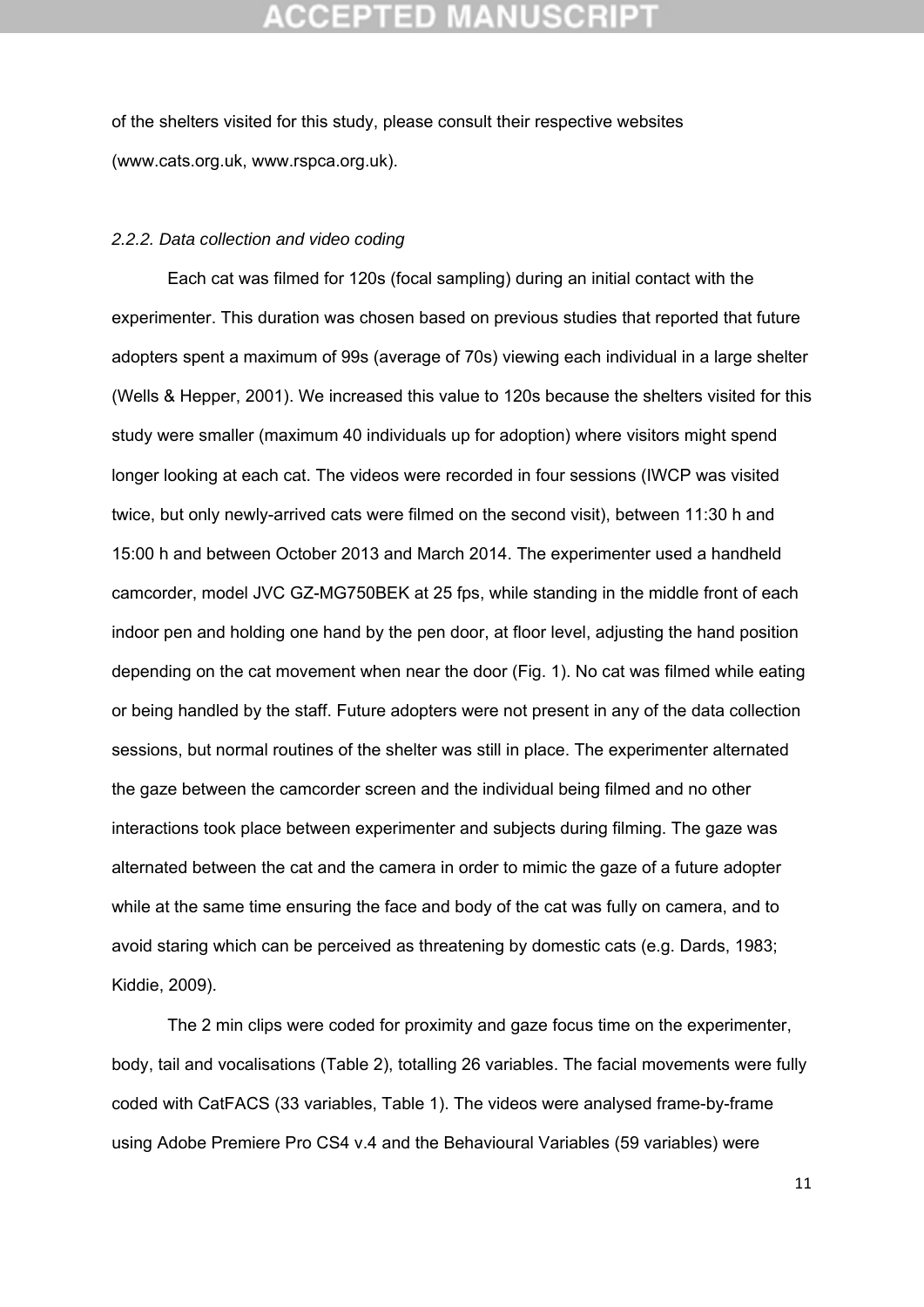of the shelters visited for this study, please consult their respective websites (www.cats.org.uk, www.rspca.org.uk).

*2.2.2. Data collection and video coding*

Each cat was filmed for 120s (focal sampling) during an initial contact with the experimenter. This duration was chosen based on previous studies that reported that future adopters spent a maximum of 99s (average of 70s) viewing each individual in a large shelter (Wells & Hepper, 2001). We increased this value to 120s because the shelters visited for this study were smaller (maximum 40 individuals up for adoption) where visitors might spend longer looking at each cat. The videos were recorded in four sessions (IWCP was visited twice, but only newly-arrived cats were filmed on the second visit), between 11:30 h and 15:00 h and between October 2013 and March 2014. The experimenter used a handheld camcorder, model JVC GZ-MG750BEK at 25 fps, while standing in the middle front of each indoor pen and holding one hand by the pen door, at floor level, adjusting the hand position depending on the cat movement when near the door (Fig. 1). No cat was filmed while eating or being handled by the staff. Future adopters were not present in any of the data collection sessions, but normal routines of the shelter was still in place. The experimenter alternated the gaze between the camcorder screen and the individual being filmed and no other interactions took place between experimenter and subjects during filming. The gaze was alternated between the cat and the camera in order to mimic the gaze of a future adopter while at the same time ensuring the face and body of the cat was fully on camera, and to avoid staring which can be perceived as threatening by domestic cats (e.g. Dards, 1983; Kiddie, 2009).

The 2 min clips were coded for proximity and gaze focus time on the experimenter, body, tail and vocalisations (Table 2), totalling 26 variables. The facial movements were fully coded with CatFACS (33 variables, Table 1). The videos were analysed frame-by-frame using Adobe Premiere Pro CS4 v.4 and the Behavioural Variables (59 variables) were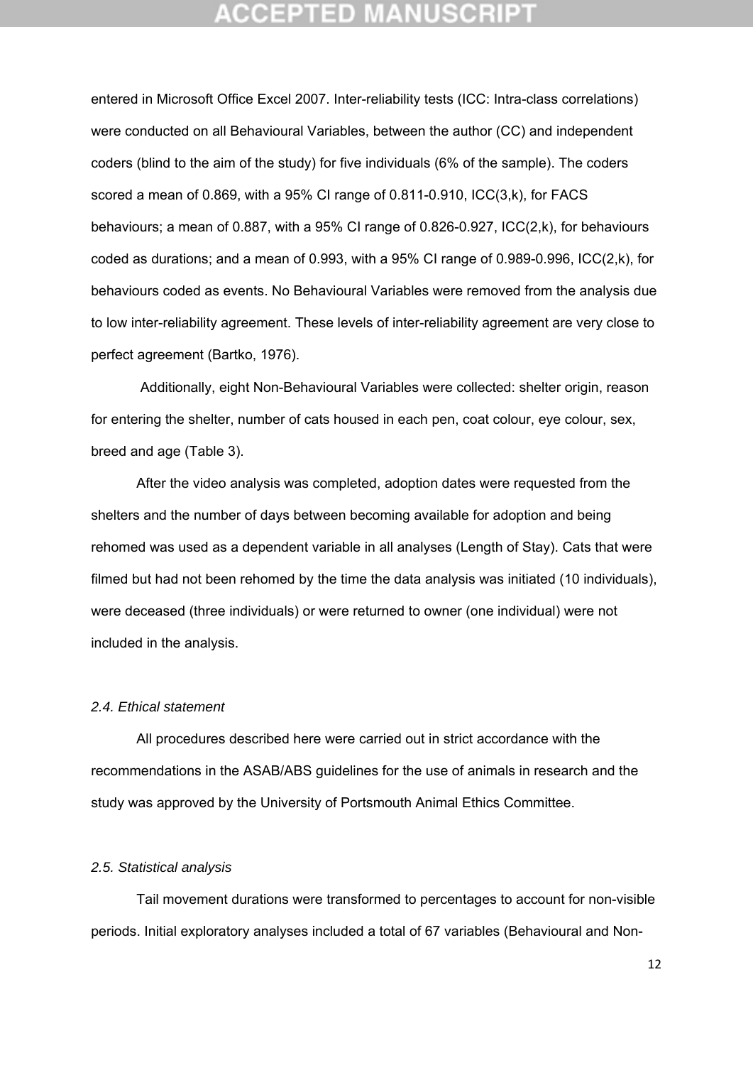entered in Microsoft Office Excel 2007. Inter-reliability tests (ICC: Intra-class correlations) were conducted on all Behavioural Variables, between the author (CC) and independent coders (blind to the aim of the study) for five individuals (6% of the sample). The coders scored a mean of 0.869, with a 95% CI range of 0.811-0.910, ICC(3,k), for FACS behaviours; a mean of 0.887, with a 95% CI range of 0.826-0.927, ICC(2,k), for behaviours coded as durations; and a mean of 0.993, with a 95% CI range of 0.989-0.996, ICC(2,k), for behaviours coded as events. No Behavioural Variables were removed from the analysis due to low inter-reliability agreement. These levels of inter-reliability agreement are very close to perfect agreement (Bartko, 1976).

Additionally, eight Non-Behavioural Variables were collected: shelter origin, reason for entering the shelter, number of cats housed in each pen, coat colour, eye colour, sex, breed and age (Table 3).

After the video analysis was completed, adoption dates were requested from the shelters and the number of days between becoming available for adoption and being rehomed was used as a dependent variable in all analyses (Length of Stay). Cats that were filmed but had not been rehomed by the time the data analysis was initiated (10 individuals), were deceased (three individuals) or were returned to owner (one individual) were not included in the analysis.

### *2.4. Ethical statement*

All procedures described here were carried out in strict accordance with the recommendations in the ASAB/ABS guidelines for the use of animals in research and the study was approved by the University of Portsmouth Animal Ethics Committee.

### *2.5. Statistical analysis*

Tail movement durations were transformed to percentages to account for non-visible periods. Initial exploratory analyses included a total of 67 variables (Behavioural and Non-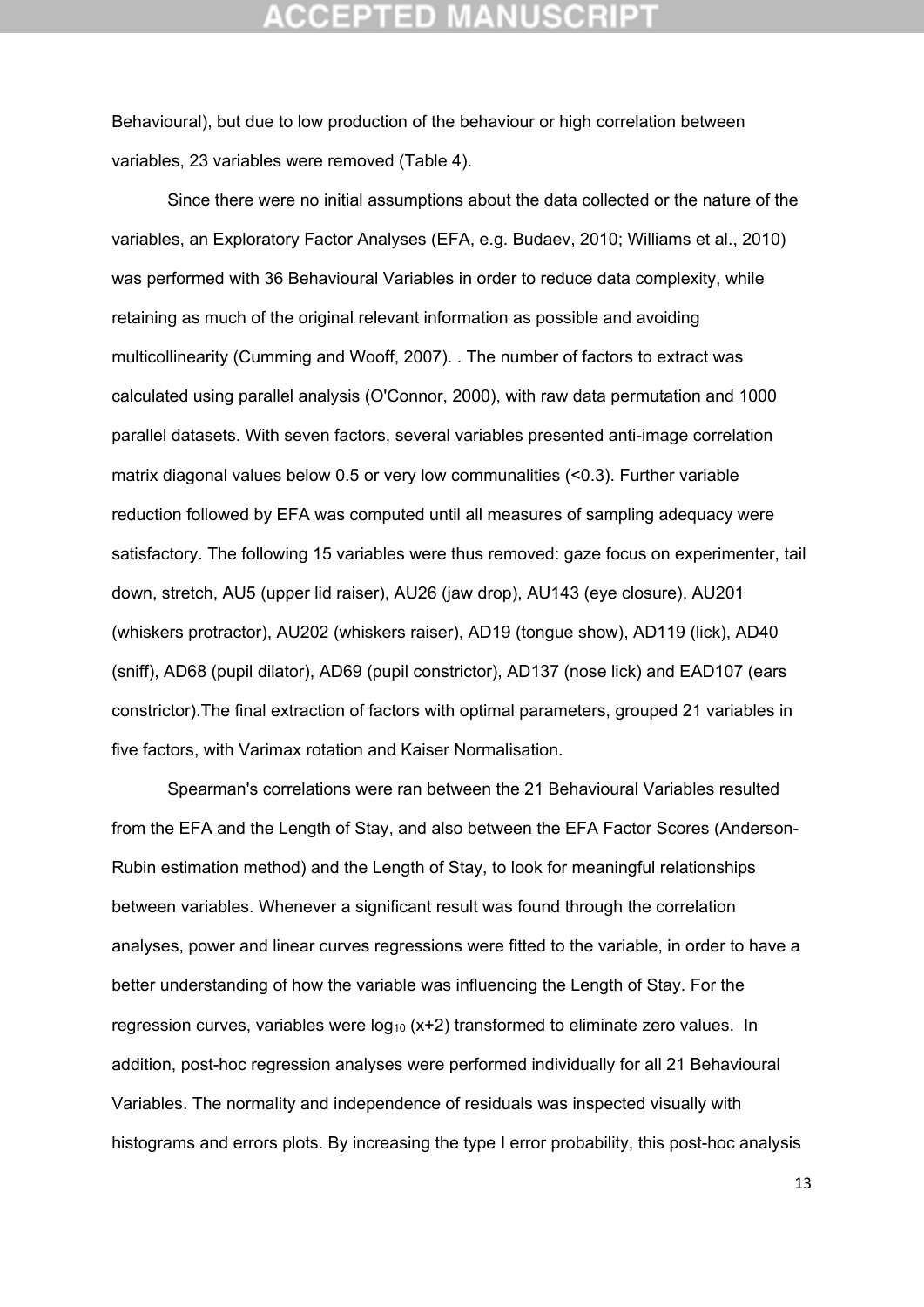Behavioural), but due to low production of the behaviour or high correlation between variables, 23 variables were removed (Table 4).

Since there were no initial assumptions about the data collected or the nature of the variables, an Exploratory Factor Analyses (EFA, e.g. Budaev, 2010; Williams et al., 2010) was performed with 36 Behavioural Variables in order to reduce data complexity, while retaining as much of the original relevant information as possible and avoiding multicollinearity (Cumming and Wooff, 2007). . The number of factors to extract was calculated using parallel analysis (O'Connor, 2000), with raw data permutation and 1000 parallel datasets. With seven factors, several variables presented anti-image correlation matrix diagonal values below 0.5 or very low communalities (<0.3). Further variable reduction followed by EFA was computed until all measures of sampling adequacy were satisfactory. The following 15 variables were thus removed: gaze focus on experimenter, tail down, stretch, AU5 (upper lid raiser), AU26 (jaw drop), AU143 (eye closure), AU201 (whiskers protractor), AU202 (whiskers raiser), AD19 (tongue show), AD119 (lick), AD40 (sniff), AD68 (pupil dilator), AD69 (pupil constrictor), AD137 (nose lick) and EAD107 (ears constrictor).The final extraction of factors with optimal parameters, grouped 21 variables in five factors, with Varimax rotation and Kaiser Normalisation.

Spearman's correlations were ran between the 21 Behavioural Variables resulted from the EFA and the Length of Stay, and also between the EFA Factor Scores (Anderson-Rubin estimation method) and the Length of Stay, to look for meaningful relationships between variables. Whenever a significant result was found through the correlation analyses, power and linear curves regressions were fitted to the variable, in order to have a better understanding of how the variable was influencing the Length of Stay. For the regression curves, variables were $\log_{10}(x+2)$ transformed to eliminate zero values. In addition, post-hoc regression analyses were performed individually for all 21 Behavioural Variables. The normality and independence of residuals was inspected visually with histograms and errors plots. By increasing the type I error probability, this post-hoc analysis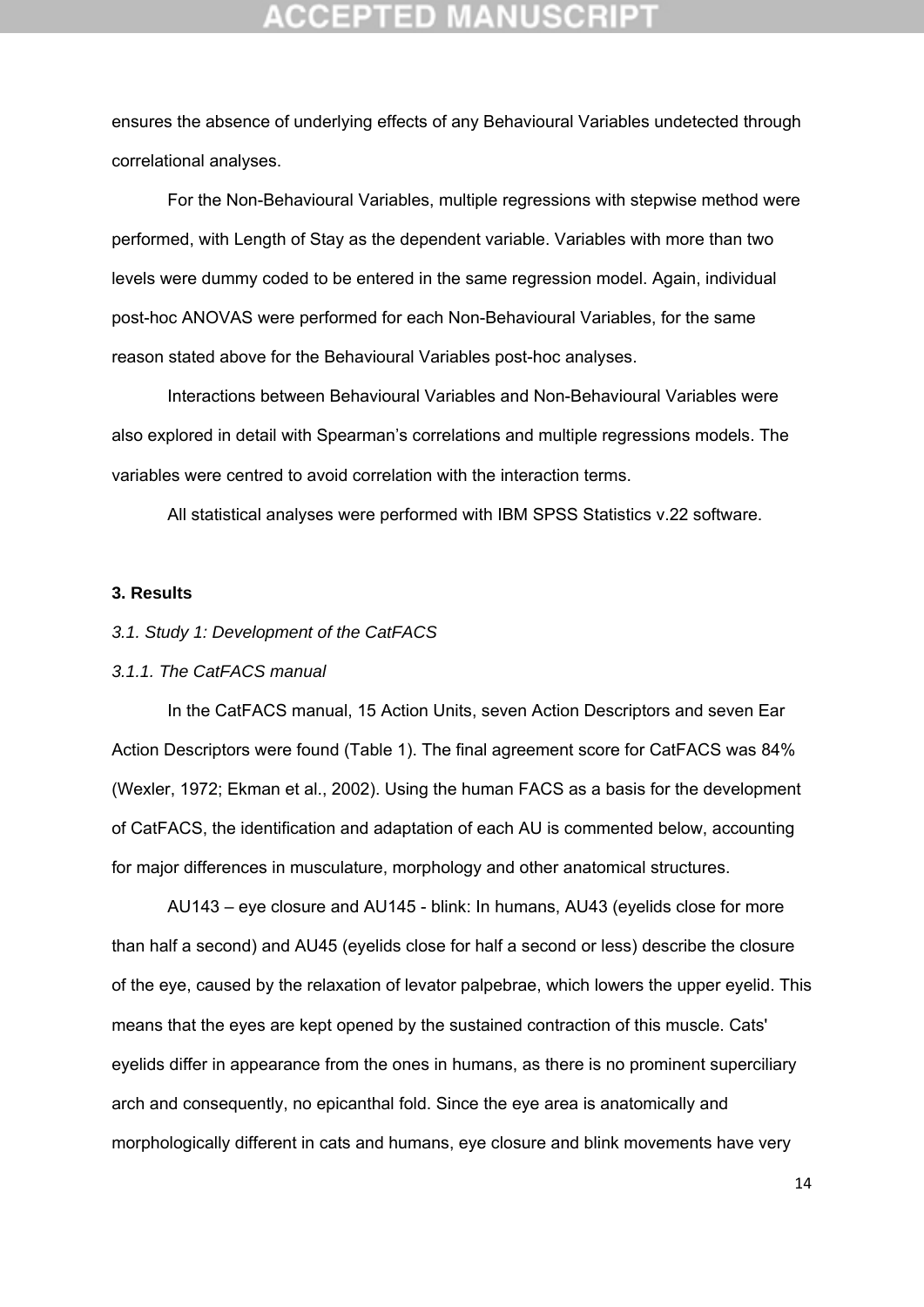ensures the absence of underlying effects of any Behavioural Variables undetected through correlational analyses.

For the Non-Behavioural Variables, multiple regressions with stepwise method were performed, with Length of Stay as the dependent variable. Variables with more than two levels were dummy coded to be entered in the same regression model. Again, individual post-hoc ANOVAS were performed for each Non-Behavioural Variables, for the same reason stated above for the Behavioural Variables post-hoc analyses.

Interactions between Behavioural Variables and Non-Behavioural Variables were also explored in detail with Spearman's correlations and multiple regressions models. The variables were centred to avoid correlation with the interaction terms.

All statistical analyses were performed with IBM SPSS Statistics v.22 software.

## 3. Results

### *3.1. Study 1: Development of the CatFACS*

#### *3.1.1. The CatFACS manual*

In the CatFACS manual, 15 Action Units, seven Action Descriptors and seven Ear Action Descriptors were found (Table 1). The final agreement score for CatFACS was 84% (Wexler, 1972; Ekman et al., 2002). Using the human FACS as a basis for the development of CatFACS, the identification and adaptation of each AU is commented below, accounting for major differences in musculature, morphology and other anatomical structures.

AU143 – eye closure and AU145 - blink: In humans, AU43 (eyelids close for more than half a second) and AU45 (eyelids close for half a second or less) describe the closure of the eye, caused by the relaxation of levator palpebrae, which lowers the upper eyelid. This means that the eyes are kept opened by the sustained contraction of this muscle. Cats' eyelids differ in appearance from the ones in humans, as there is no prominent superciliary arch and consequently, no epicanthal fold. Since the eye area is anatomically and morphologically different in cats and humans, eye closure and blink movements have very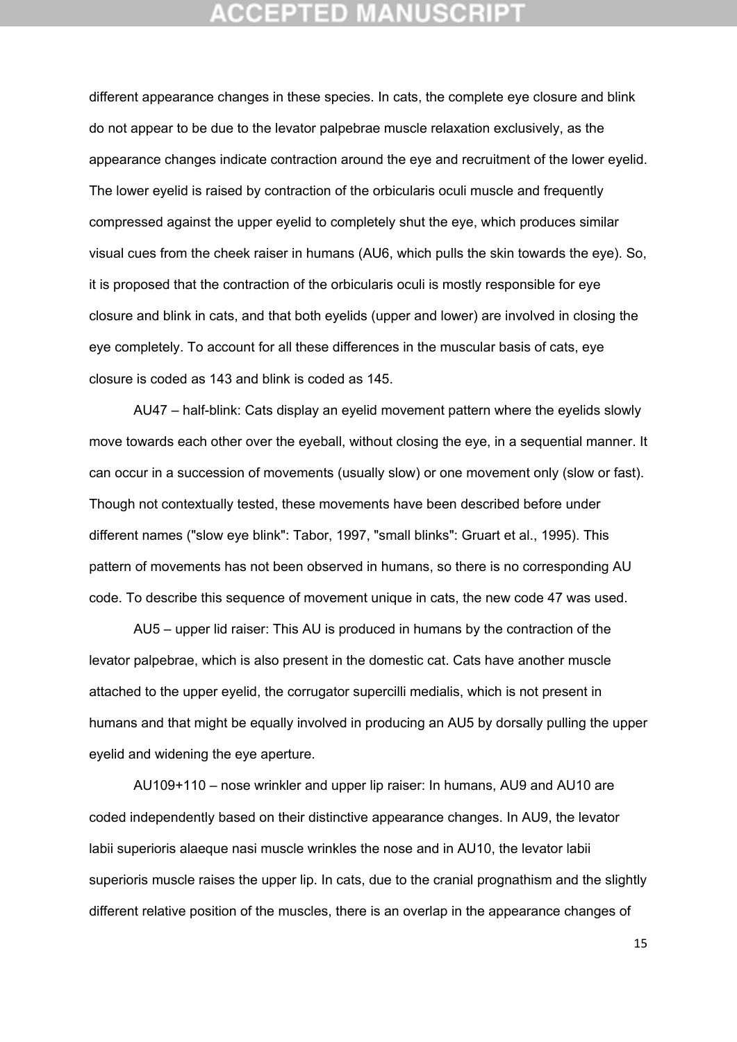different appearance changes in these species. In cats, the complete eye closure and blink do not appear to be due to the levator palpebrae muscle relaxation exclusively, as the appearance changes indicate contraction around the eye and recruitment of the lower eyelid. The lower eyelid is raised by contraction of the orbicularis oculi muscle and frequently compressed against the upper eyelid to completely shut the eye, which produces similar visual cues from the cheek raiser in humans (AU6, which pulls the skin towards the eye). So, it is proposed that the contraction of the orbicularis oculi is mostly responsible for eye closure and blink in cats, and that both eyelids (upper and lower) are involved in closing the eye completely. To account for all these differences in the muscular basis of cats, eye closure is coded as 143 and blink is coded as 145.

AU47 – half-blink: Cats display an eyelid movement pattern where the eyelids slowly move towards each other over the eyeball, without closing the eye, in a sequential manner. It can occur in a succession of movements (usually slow) or one movement only (slow or fast). Though not contextually tested, these movements have been described before under different names ("slow eye blink": Tabor, 1997, "small blinks": Gruart et al., 1995). This pattern of movements has not been observed in humans, so there is no corresponding AU code. To describe this sequence of movement unique in cats, the new code 47 was used.

AU5 – upper lid raiser: This AU is produced in humans by the contraction of the levator palpebrae, which is also present in the domestic cat. Cats have another muscle attached to the upper eyelid, the corrugator supercilli medialis, which is not present in humans and that might be equally involved in producing an AU5 by dorsally pulling the upper eyelid and widening the eye aperture.

AU109+110 – nose wrinkler and upper lip raiser: In humans, AU9 and AU10 are coded independently based on their distinctive appearance changes. In AU9, the levator labii superioris alaeque nasi muscle wrinkles the nose and in AU10, the levator labii superioris muscle raises the upper lip. In cats, due to the cranial prognathism and the slightly different relative position of the muscles, there is an overlap in the appearance changes of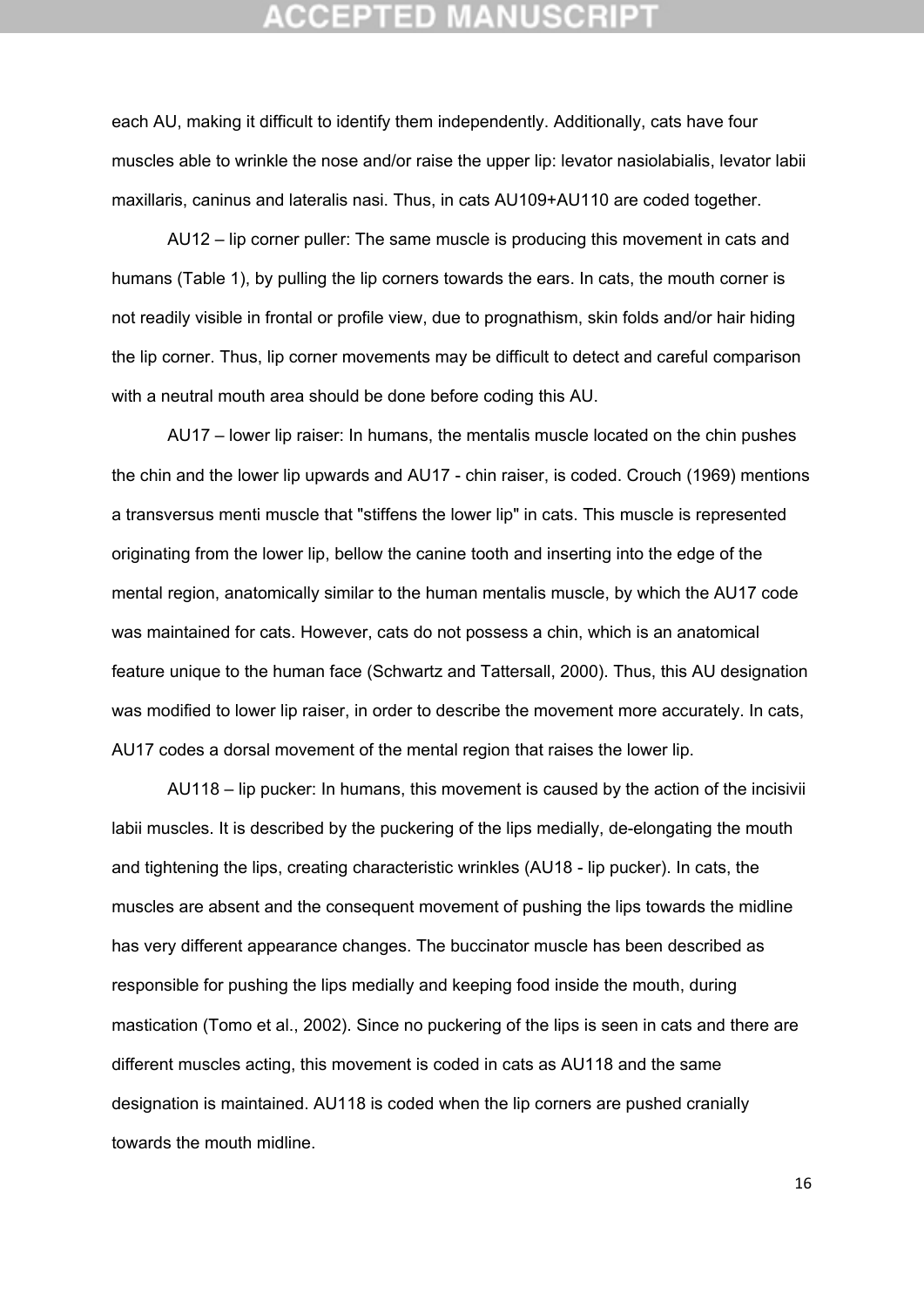each AU, making it difficult to identify them independently. Additionally, cats have four muscles able to wrinkle the nose and/or raise the upper lip: levator nasiolabialis, levator labii maxillaris, caninus and lateralis nasi. Thus, in cats AU109+AU110 are coded together.

AU12 – lip corner puller: The same muscle is producing this movement in cats and humans (Table 1), by pulling the lip corners towards the ears. In cats, the mouth corner is not readily visible in frontal or profile view, due to prognathism, skin folds and/or hair hiding the lip corner. Thus, lip corner movements may be difficult to detect and careful comparison with a neutral mouth area should be done before coding this AU.

AU17 – lower lip raiser: In humans, the mentalis muscle located on the chin pushes the chin and the lower lip upwards and AU17 - chin raiser, is coded. Crouch (1969) mentions a transversus menti muscle that "stiffens the lower lip" in cats. This muscle is represented originating from the lower lip, bellow the canine tooth and inserting into the edge of the mental region, anatomically similar to the human mentalis muscle, by which the AU17 code was maintained for cats. However, cats do not possess a chin, which is an anatomical feature unique to the human face (Schwartz and Tattersall, 2000). Thus, this AU designation was modified to lower lip raiser, in order to describe the movement more accurately. In cats, AU17 codes a dorsal movement of the mental region that raises the lower lip.

AU118 – lip pucker: In humans, this movement is caused by the action of the incisivii labii muscles. It is described by the puckering of the lips medially, de-elongating the mouth and tightening the lips, creating characteristic wrinkles (AU18 - lip pucker). In cats, the muscles are absent and the consequent movement of pushing the lips towards the midline has very different appearance changes. The buccinator muscle has been described as responsible for pushing the lips medially and keeping food inside the mouth, during mastication (Tomo et al., 2002). Since no puckering of the lips is seen in cats and there are different muscles acting, this movement is coded in cats as AU118 and the same designation is maintained. AU118 is coded when the lip corners are pushed cranially towards the mouth midline.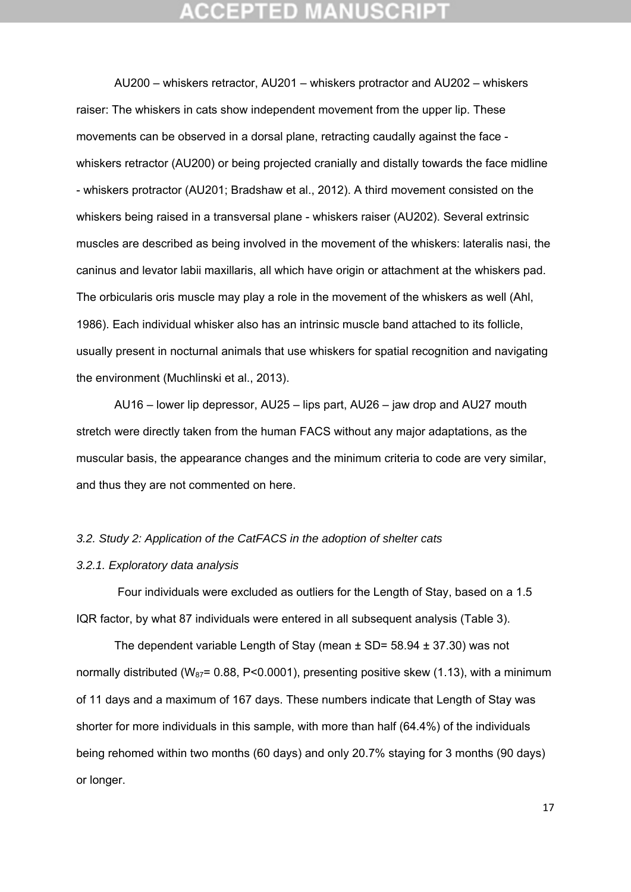AU200 – whiskers retractor, AU201 – whiskers protractor and AU202 – whiskers raiser: The whiskers in cats show independent movement from the upper lip. These movements can be observed in a dorsal plane, retracting caudally against the face - whiskers retractor (AU200) or being projected cranially and distally towards the face midline - whiskers protractor (AU201; Bradshaw et al., 2012). A third movement consisted on the whiskers being raised in a transversal plane - whiskers raiser (AU202). Several extrinsic muscles are described as being involved in the movement of the whiskers: lateralis nasi, the caninus and levator labii maxillaris, all which have origin or attachment at the whiskers pad. The orbicularis oris muscle may play a role in the movement of the whiskers as well (Ahl, 1986). Each individual whisker also has an intrinsic muscle band attached to its follicle, usually present in nocturnal animals that use whiskers for spatial recognition and navigating the environment (Muchlinski et al., 2013).

AU16 – lower lip depressor, AU25 – lips part, AU26 – jaw drop and AU27 mouth stretch were directly taken from the human FACS without any major adaptations, as the muscular basis, the appearance changes and the minimum criteria to code are very similar, and thus they are not commented on here.

### *3.2. Study 2: Application of the CatFACS in the adoption of shelter cats*

#### *3.2.1. Exploratory data analysis*

Four individuals were excluded as outliers for the Length of Stay, based on a 1.5 IQR factor, by what 87 individuals were entered in all subsequent analysis (Table 3).

The dependent variable Length of Stay (mean ± SD= 58.94 ± 37.30) was not normally distributed ($W_{87}$= 0.88, P<0.0001), presenting positive skew (1.13), with a minimum of 11 days and a maximum of 167 days. These numbers indicate that Length of Stay was shorter for more individuals in this sample, with more than half (64.4%) of the individuals being rehomed within two months (60 days) and only 20.7% staying for 3 months (90 days) or longer.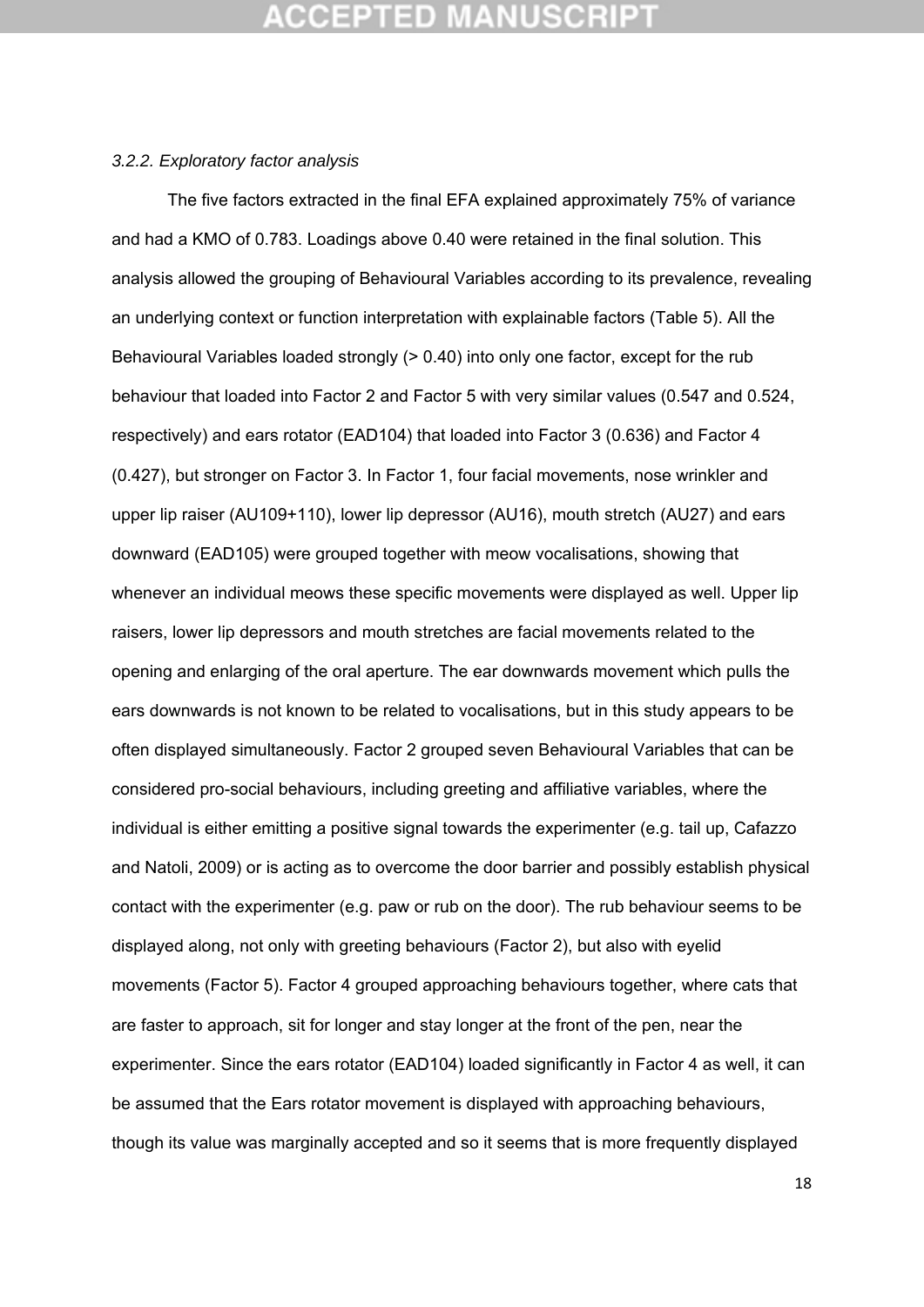### *3.2.2. Exploratory factor analysis*

The five factors extracted in the final EFA explained approximately 75% of variance and had a KMO of 0.783. Loadings above 0.40 were retained in the final solution. This analysis allowed the grouping of Behavioural Variables according to its prevalence, revealing an underlying context or function interpretation with explainable factors (Table 5). All the Behavioural Variables loaded strongly (> 0.40) into only one factor, except for the rub behaviour that loaded into Factor 2 and Factor 5 with very similar values (0.547 and 0.524, respectively) and ears rotator (EAD104) that loaded into Factor 3 (0.636) and Factor 4 (0.427), but stronger on Factor 3. In Factor 1, four facial movements, nose wrinkler and upper lip raiser (AU109+110), lower lip depressor (AU16), mouth stretch (AU27) and ears downward (EAD105) were grouped together with meow vocalisations, showing that whenever an individual meows these specific movements were displayed as well. Upper lip raisers, lower lip depressors and mouth stretches are facial movements related to the opening and enlarging of the oral aperture. The ear downwards movement which pulls the ears downwards is not known to be related to vocalisations, but in this study appears to be often displayed simultaneously. Factor 2 grouped seven Behavioural Variables that can be considered pro-social behaviours, including greeting and affiliative variables, where the individual is either emitting a positive signal towards the experimenter (e.g. tail up, Cafazzo and Natoli, 2009) or is acting as to overcome the door barrier and possibly establish physical contact with the experimenter (e.g. paw or rub on the door). The rub behaviour seems to be displayed along, not only with greeting behaviours (Factor 2), but also with eyelid movements (Factor 5). Factor 4 grouped approaching behaviours together, where cats that are faster to approach, sit for longer and stay longer at the front of the pen, near the experimenter. Since the ears rotator (EAD104) loaded significantly in Factor 4 as well, it can be assumed that the Ears rotator movement is displayed with approaching behaviours, though its value was marginally accepted and so it seems that is more frequently displayed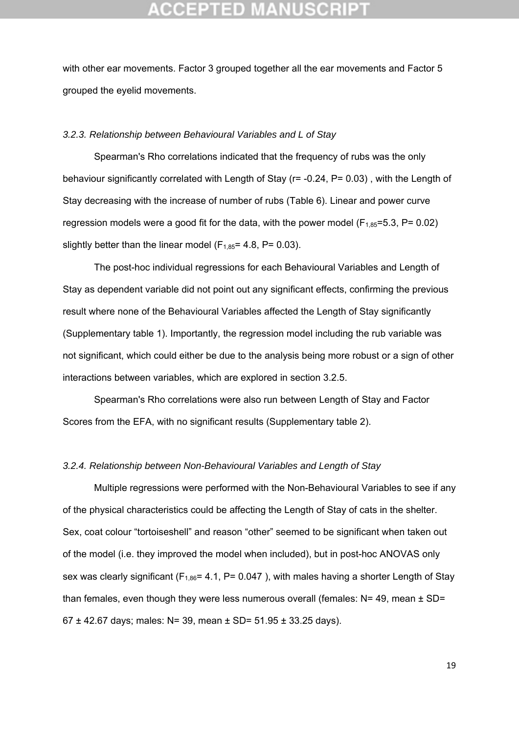with other ear movements. Factor 3 grouped together all the ear movements and Factor 5 grouped the eyelid movements.

### *3.2.3. Relationship between Behavioural Variables and L of Stay*

Spearman's Rho correlations indicated that the frequency of rubs was the only behaviour significantly correlated with Length of Stay (r= -0.24, P= 0.03) , with the Length of Stay decreasing with the increase of number of rubs (Table 6). Linear and power curve regression models were a good fit for the data, with the power model ($F_{1,85}$=5.3, P= 0.02) slightly better than the linear model ($F_{1,85}$= 4.8, P= 0.03).

The post-hoc individual regressions for each Behavioural Variables and Length of Stay as dependent variable did not point out any significant effects, confirming the previous result where none of the Behavioural Variables affected the Length of Stay significantly (Supplementary table 1). Importantly, the regression model including the rub variable was not significant, which could either be due to the analysis being more robust or a sign of other interactions between variables, which are explored in section 3.2.5.

Spearman's Rho correlations were also run between Length of Stay and Factor Scores from the EFA, with no significant results (Supplementary table 2).

### *3.2.4. Relationship between Non-Behavioural Variables and Length of Stay*

Multiple regressions were performed with the Non-Behavioural Variables to see if any of the physical characteristics could be affecting the Length of Stay of cats in the shelter. Sex, coat colour "tortoiseshell" and reason "other" seemed to be significant when taken out of the model (i.e. they improved the model when included), but in post-hoc ANOVAS only sex was clearly significant ($F_{1,86}$= 4.1, P= 0.047 ), with males having a shorter Length of Stay than females, even though they were less numerous overall (females: N= 49, mean ± SD= 67 ± 42.67 days; males: N= 39, mean ± SD= 51.95 ± 33.25 days).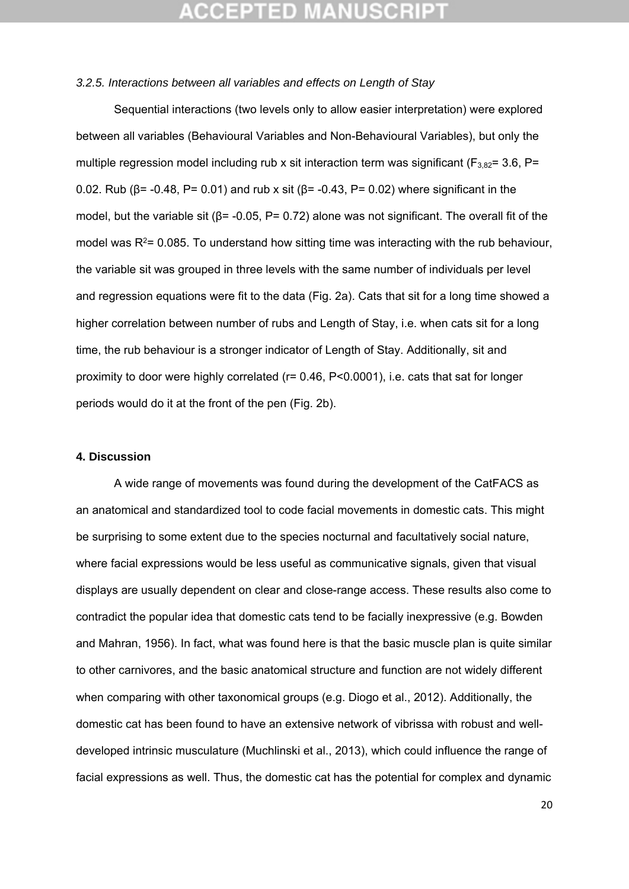*3.2.5. Interactions between all variables and effects on Length of Stay*

Sequential interactions (two levels only to allow easier interpretation) were explored between all variables (Behavioural Variables and Non-Behavioural Variables), but only the multiple regression model including rub x sit interaction term was significant ($F_{3,82}$= 3.6, P= 0.02. Rub (β= -0.48, P= 0.01) and rub x sit (β= -0.43, P= 0.02) where significant in the model, but the variable sit (β= -0.05, P= 0.72) alone was not significant. The overall fit of the model was $R^2$= 0.085. To understand how sitting time was interacting with the rub behaviour, the variable sit was grouped in three levels with the same number of individuals per level and regression equations were fit to the data (Fig. 2a). Cats that sit for a long time showed a higher correlation between number of rubs and Length of Stay, i.e. when cats sit for a long time, the rub behaviour is a stronger indicator of Length of Stay. Additionally, sit and proximity to door were highly correlated (r= 0.46, P<0.0001), i.e. cats that sat for longer periods would do it at the front of the pen (Fig. 2b).

**4. Discussion**

A wide range of movements was found during the development of the CatFACS as an anatomical and standardized tool to code facial movements in domestic cats. This might be surprising to some extent due to the species nocturnal and facultatively social nature, where facial expressions would be less useful as communicative signals, given that visual displays are usually dependent on clear and close-range access. These results also come to contradict the popular idea that domestic cats tend to be facially inexpressive (e.g. Bowden and Mahran, 1956). In fact, what was found here is that the basic muscle plan is quite similar to other carnivores, and the basic anatomical structure and function are not widely different when comparing with other taxonomical groups (e.g. Diogo et al., 2012). Additionally, the domestic cat has been found to have an extensive network of vibrissa with robust and well-developed intrinsic musculature (Muchlinski et al., 2013), which could influence the range of facial expressions as well. Thus, the domestic cat has the potential for complex and dynamic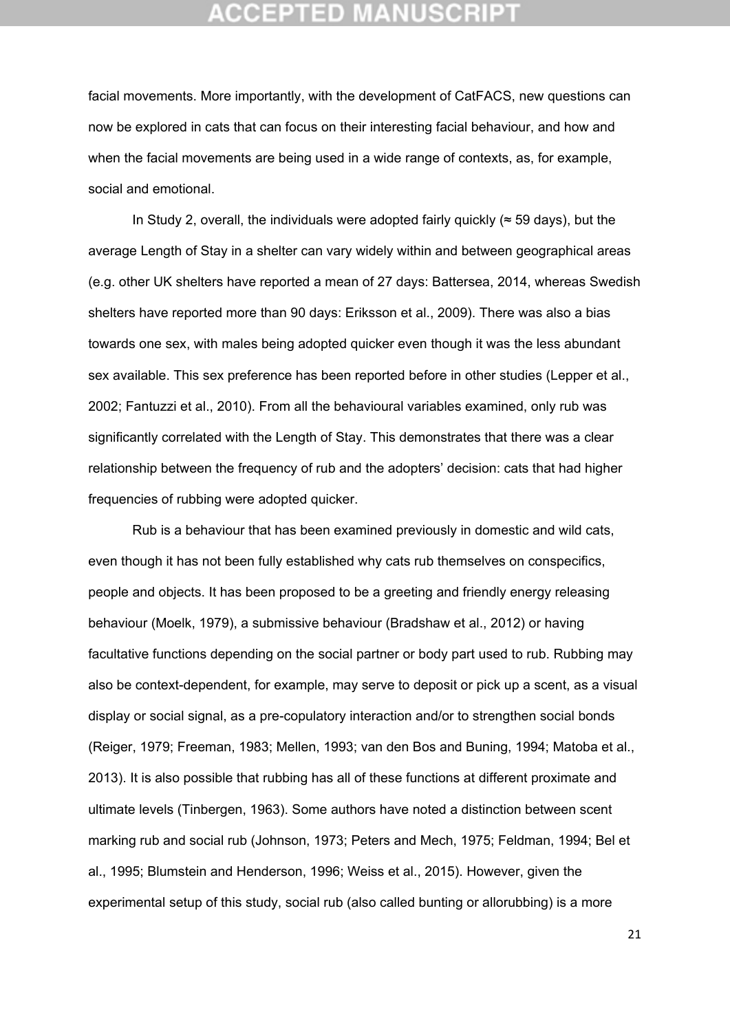facial movements. More importantly, with the development of CatFACS, new questions can now be explored in cats that can focus on their interesting facial behaviour, and how and when the facial movements are being used in a wide range of contexts, as, for example, social and emotional.

In Study 2, overall, the individuals were adopted fairly quickly (≈ 59 days), but the average Length of Stay in a shelter can vary widely within and between geographical areas (e.g. other UK shelters have reported a mean of 27 days: Battersea, 2014, whereas Swedish shelters have reported more than 90 days: Eriksson et al., 2009). There was also a bias towards one sex, with males being adopted quicker even though it was the less abundant sex available. This sex preference has been reported before in other studies (Lepper et al., 2002; Fantuzzi et al., 2010). From all the behavioural variables examined, only rub was significantly correlated with the Length of Stay. This demonstrates that there was a clear relationship between the frequency of rub and the adopters' decision: cats that had higher frequencies of rubbing were adopted quicker.

Rub is a behaviour that has been examined previously in domestic and wild cats, even though it has not been fully established why cats rub themselves on conspecifics, people and objects. It has been proposed to be a greeting and friendly energy releasing behaviour (Moelk, 1979), a submissive behaviour (Bradshaw et al., 2012) or having facultative functions depending on the social partner or body part used to rub. Rubbing may also be context-dependent, for example, may serve to deposit or pick up a scent, as a visual display or social signal, as a pre-copulatory interaction and/or to strengthen social bonds (Reiger, 1979; Freeman, 1983; Mellen, 1993; van den Bos and Buning, 1994; Matoba et al., 2013). It is also possible that rubbing has all of these functions at different proximate and ultimate levels (Tinbergen, 1963). Some authors have noted a distinction between scent marking rub and social rub (Johnson, 1973; Peters and Mech, 1975; Feldman, 1994; Bel et al., 1995; Blumstein and Henderson, 1996; Weiss et al., 2015). However, given the experimental setup of this study, social rub (also called bunting or allorubbing) is a more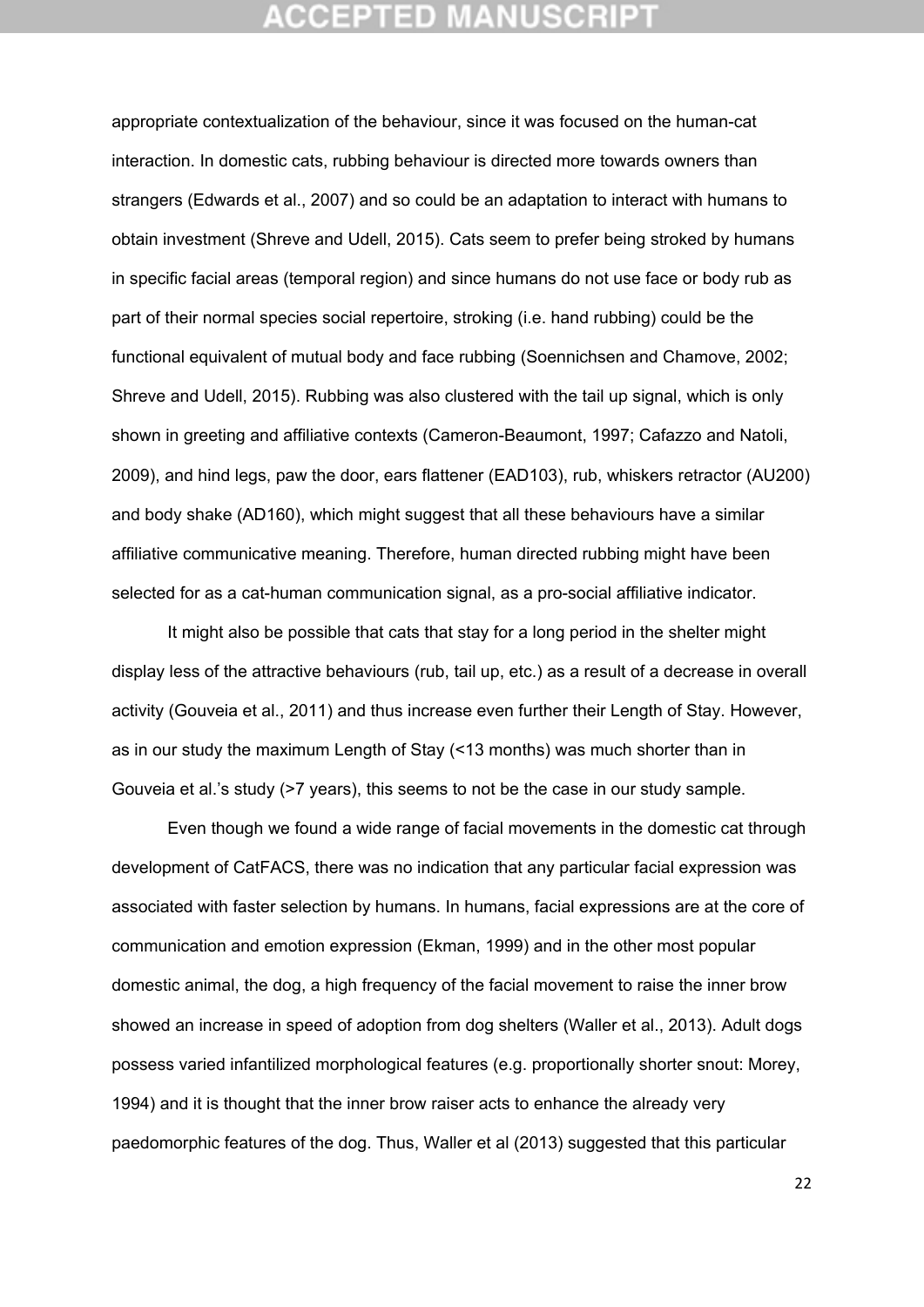appropriate contextualization of the behaviour, since it was focused on the human-cat interaction. In domestic cats, rubbing behaviour is directed more towards owners than strangers (Edwards et al., 2007) and so could be an adaptation to interact with humans to obtain investment (Shreve and Udell, 2015). Cats seem to prefer being stroked by humans in specific facial areas (temporal region) and since humans do not use face or body rub as part of their normal species social repertoire, stroking (i.e. hand rubbing) could be the functional equivalent of mutual body and face rubbing (Soennichsen and Chamove, 2002; Shreve and Udell, 2015). Rubbing was also clustered with the tail up signal, which is only shown in greeting and affiliative contexts (Cameron-Beaumont, 1997; Cafazzo and Natoli, 2009), and hind legs, paw the door, ears flattener (EAD103), rub, whiskers retractor (AU200) and body shake (AD160), which might suggest that all these behaviours have a similar affiliative communicative meaning. Therefore, human directed rubbing might have been selected for as a cat-human communication signal, as a pro-social affiliative indicator.

It might also be possible that cats that stay for a long period in the shelter might display less of the attractive behaviours (rub, tail up, etc.) as a result of a decrease in overall activity (Gouveia et al., 2011) and thus increase even further their Length of Stay. However, as in our study the maximum Length of Stay (<13 months) was much shorter than in Gouveia et al.'s study (>7 years), this seems to not be the case in our study sample.

Even though we found a wide range of facial movements in the domestic cat through development of CatFACS, there was no indication that any particular facial expression was associated with faster selection by humans. In humans, facial expressions are at the core of communication and emotion expression (Ekman, 1999) and in the other most popular domestic animal, the dog, a high frequency of the facial movement to raise the inner brow showed an increase in speed of adoption from dog shelters (Waller et al., 2013). Adult dogs possess varied infantilized morphological features (e.g. proportionally shorter snout: Morey, 1994) and it is thought that the inner brow raiser acts to enhance the already very paedomorphic features of the dog. Thus, Waller et al (2013) suggested that this particular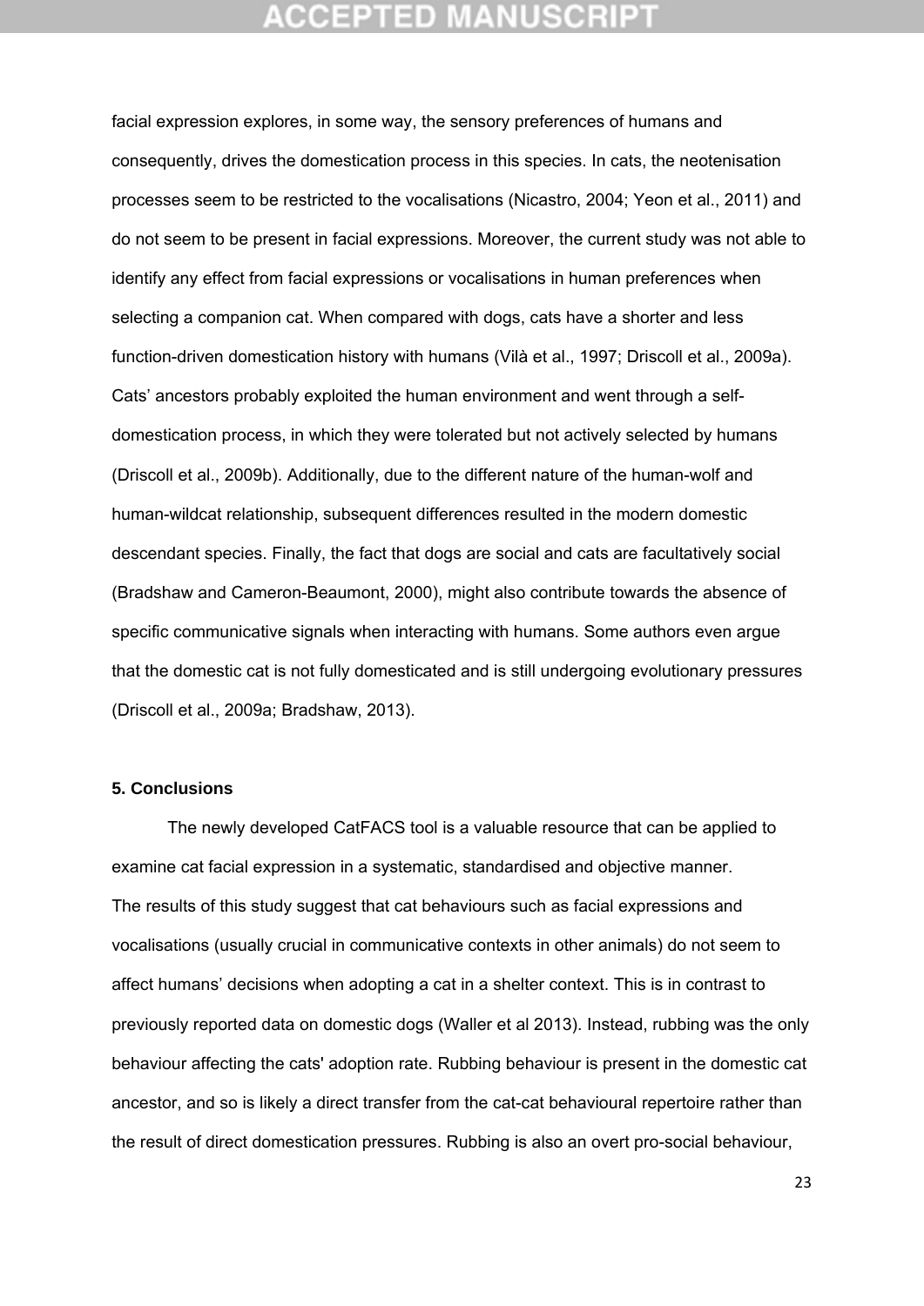facial expression explores, in some way, the sensory preferences of humans and consequently, drives the domestication process in this species. In cats, the neotenisation processes seem to be restricted to the vocalisations (Nicastro, 2004; Yeon et al., 2011) and do not seem to be present in facial expressions. Moreover, the current study was not able to identify any effect from facial expressions or vocalisations in human preferences when selecting a companion cat. When compared with dogs, cats have a shorter and less function-driven domestication history with humans (Vilà et al., 1997; Driscoll et al., 2009a). Cats' ancestors probably exploited the human environment and went through a self-domestication process, in which they were tolerated but not actively selected by humans (Driscoll et al., 2009b). Additionally, due to the different nature of the human-wolf and human-wildcat relationship, subsequent differences resulted in the modern domestic descendant species. Finally, the fact that dogs are social and cats are facultatively social (Bradshaw and Cameron-Beaumont, 2000), might also contribute towards the absence of specific communicative signals when interacting with humans. Some authors even argue that the domestic cat is not fully domesticated and is still undergoing evolutionary pressures (Driscoll et al., 2009a; Bradshaw, 2013).

### 5. Conclusions

The newly developed CatFACS tool is a valuable resource that can be applied to examine cat facial expression in a systematic, standardised and objective manner. The results of this study suggest that cat behaviours such as facial expressions and vocalisations (usually crucial in communicative contexts in other animals) do not seem to affect humans' decisions when adopting a cat in a shelter context. This is in contrast to previously reported data on domestic dogs (Waller et al 2013). Instead, rubbing was the only behaviour affecting the cats' adoption rate. Rubbing behaviour is present in the domestic cat ancestor, and so is likely a direct transfer from the cat-cat behavioural repertoire rather than the result of direct domestication pressures. Rubbing is also an overt pro-social behaviour,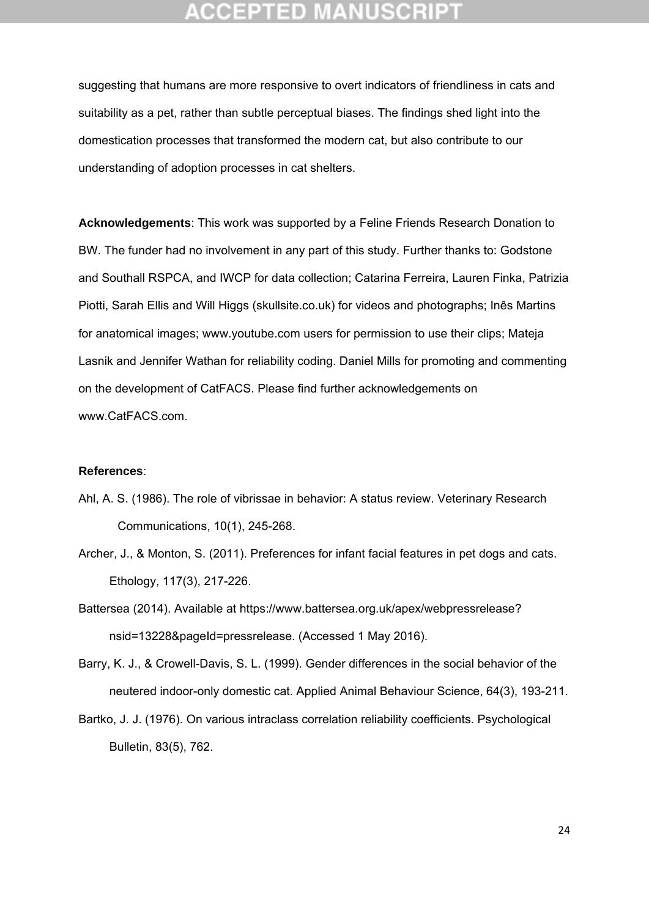suggesting that humans are more responsive to overt indicators of friendliness in cats and suitability as a pet, rather than subtle perceptual biases. The findings shed light into the domestication processes that transformed the modern cat, but also contribute to our understanding of adoption processes in cat shelters.

**Acknowledgements**: This work was supported by a Feline Friends Research Donation to BW. The funder had no involvement in any part of this study. Further thanks to: Godstone and Southall RSPCA, and IWCP for data collection; Catarina Ferreira, Lauren Finka, Patrizia Piotti, Sarah Ellis and Will Higgs (skullsite.co.uk) for videos and photographs; Inês Martins for anatomical images; www.youtube.com users for permission to use their clips; Mateja Lasnik and Jennifer Wathan for reliability coding. Daniel Mills for promoting and commenting on the development of CatFACS. Please find further acknowledgements on www.CatFACS.com.

**References**:

Ahl, A. S. (1986). The role of vibrissae in behavior: A status review. Veterinary Research Communications, 10(1), 245-268.

Archer, J., & Monton, S. (2011). Preferences for infant facial features in pet dogs and cats. Ethology, 117(3), 217-226.

Battersea (2014). Available at https://www.battersea.org.uk/apex/webpressrelease?nsid=13228&pageId=pressrelease. (Accessed 1 May 2016).

Barry, K. J., & Crowell-Davis, S. L. (1999). Gender differences in the social behavior of the neutered indoor-only domestic cat. Applied Animal Behaviour Science, 64(3), 193-211.

Bartko, J. J. (1976). On various intraclass correlation reliability coefficients. Psychological Bulletin, 83(5), 762.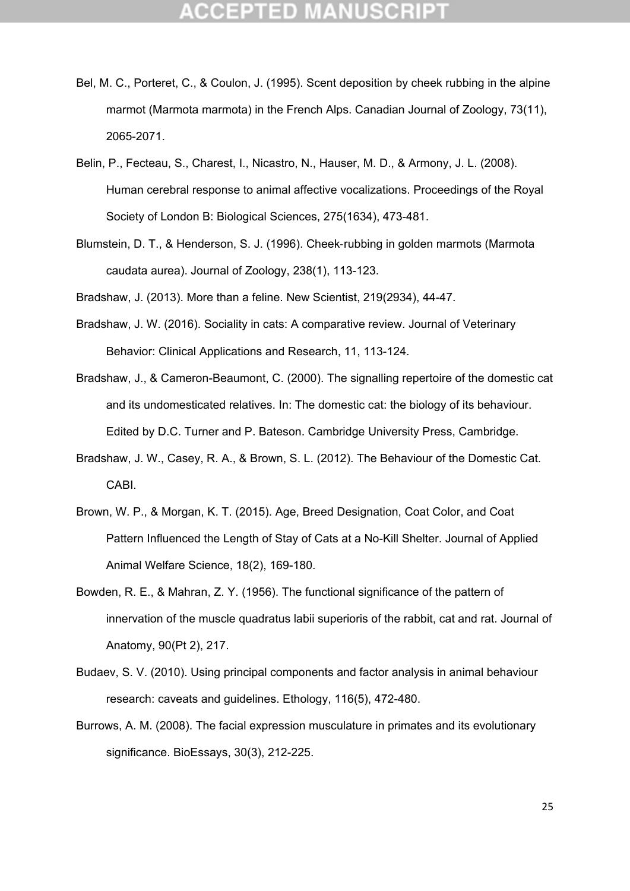Bel, M. C., Porteret, C., & Coulon, J. (1995). Scent deposition by cheek rubbing in the alpine marmot (Marmota marmota) in the French Alps. Canadian Journal of Zoology, 73(11), 2065-2071.

Belin, P., Fecteau, S., Charest, I., Nicastro, N., Hauser, M. D., & Armony, J. L. (2008). Human cerebral response to animal affective vocalizations. Proceedings of the Royal Society of London B: Biological Sciences, 275(1634), 473-481.

Blumstein, D. T., & Henderson, S. J. (1996). Cheek-rubbing in golden marmots (Marmota caudata aurea). Journal of Zoology, 238(1), 113-123.

Bradshaw, J. (2013). More than a feline. New Scientist, 219(2934), 44-47.

Bradshaw, J. W. (2016). Sociality in cats: A comparative review. Journal of Veterinary Behavior: Clinical Applications and Research, 11, 113-124.

Bradshaw, J., & Cameron-Beaumont, C. (2000). The signalling repertoire of the domestic cat and its undomesticated relatives. In: The domestic cat: the biology of its behaviour. Edited by D.C. Turner and P. Bateson. Cambridge University Press, Cambridge.

Bradshaw, J. W., Casey, R. A., & Brown, S. L. (2012). The Behaviour of the Domestic Cat. CABI.

Brown, W. P., & Morgan, K. T. (2015). Age, Breed Designation, Coat Color, and Coat Pattern Influenced the Length of Stay of Cats at a No-Kill Shelter. Journal of Applied Animal Welfare Science, 18(2), 169-180.

Bowden, R. E., & Mahran, Z. Y. (1956). The functional significance of the pattern of innervation of the muscle quadratus labii superioris of the rabbit, cat and rat. Journal of Anatomy, 90(Pt 2), 217.

Budaev, S. V. (2010). Using principal components and factor analysis in animal behaviour research: caveats and guidelines. Ethology, 116(5), 472-480.

Burrows, A. M. (2008). The facial expression musculature in primates and its evolutionary significance. BioEssays, 30(3), 212-225.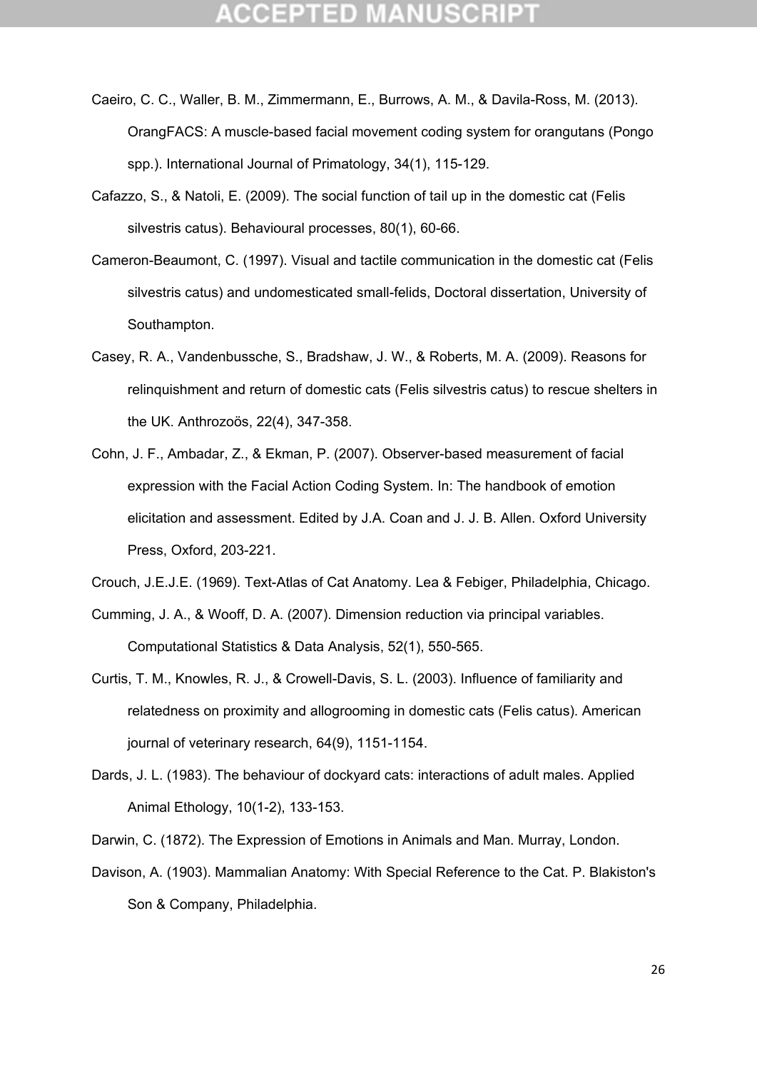Caeiro, C. C., Waller, B. M., Zimmermann, E., Burrows, A. M., & Davila-Ross, M. (2013). OrangFACS: A muscle-based facial movement coding system for orangutans (Pongo spp.). International Journal of Primatology, 34(1), 115-129.

Cafazzo, S., & Natoli, E. (2009). The social function of tail up in the domestic cat (Felis silvestris catus). Behavioural processes, 80(1), 60-66.

Cameron-Beaumont, C. (1997). Visual and tactile communication in the domestic cat (Felis silvestris catus) and undomesticated small-felids, Doctoral dissertation, University of Southampton.

Casey, R. A., Vandenbussche, S., Bradshaw, J. W., & Roberts, M. A. (2009). Reasons for relinquishment and return of domestic cats (Felis silvestris catus) to rescue shelters in the UK. Anthrozoös, 22(4), 347-358.

Cohn, J. F., Ambadar, Z., & Ekman, P. (2007). Observer-based measurement of facial expression with the Facial Action Coding System. In: The handbook of emotion elicitation and assessment. Edited by J.A. Coan and J. J. B. Allen. Oxford University Press, Oxford, 203-221.

Crouch, J.E.J.E. (1969). Text-Atlas of Cat Anatomy. Lea & Febiger, Philadelphia, Chicago.

Cumming, J. A., & Wooff, D. A. (2007). Dimension reduction via principal variables. Computational Statistics & Data Analysis, 52(1), 550-565.

Curtis, T. M., Knowles, R. J., & Crowell-Davis, S. L. (2003). Influence of familiarity and relatedness on proximity and allogrooming in domestic cats (Felis catus). American journal of veterinary research, 64(9), 1151-1154.

Dards, J. L. (1983). The behaviour of dockyard cats: interactions of adult males. Applied Animal Ethology, 10(1-2), 133-153.

Darwin, C. (1872). The Expression of Emotions in Animals and Man. Murray, London.

Davison, A. (1903). Mammalian Anatomy: With Special Reference to the Cat. P. Blakiston's Son & Company, Philadelphia.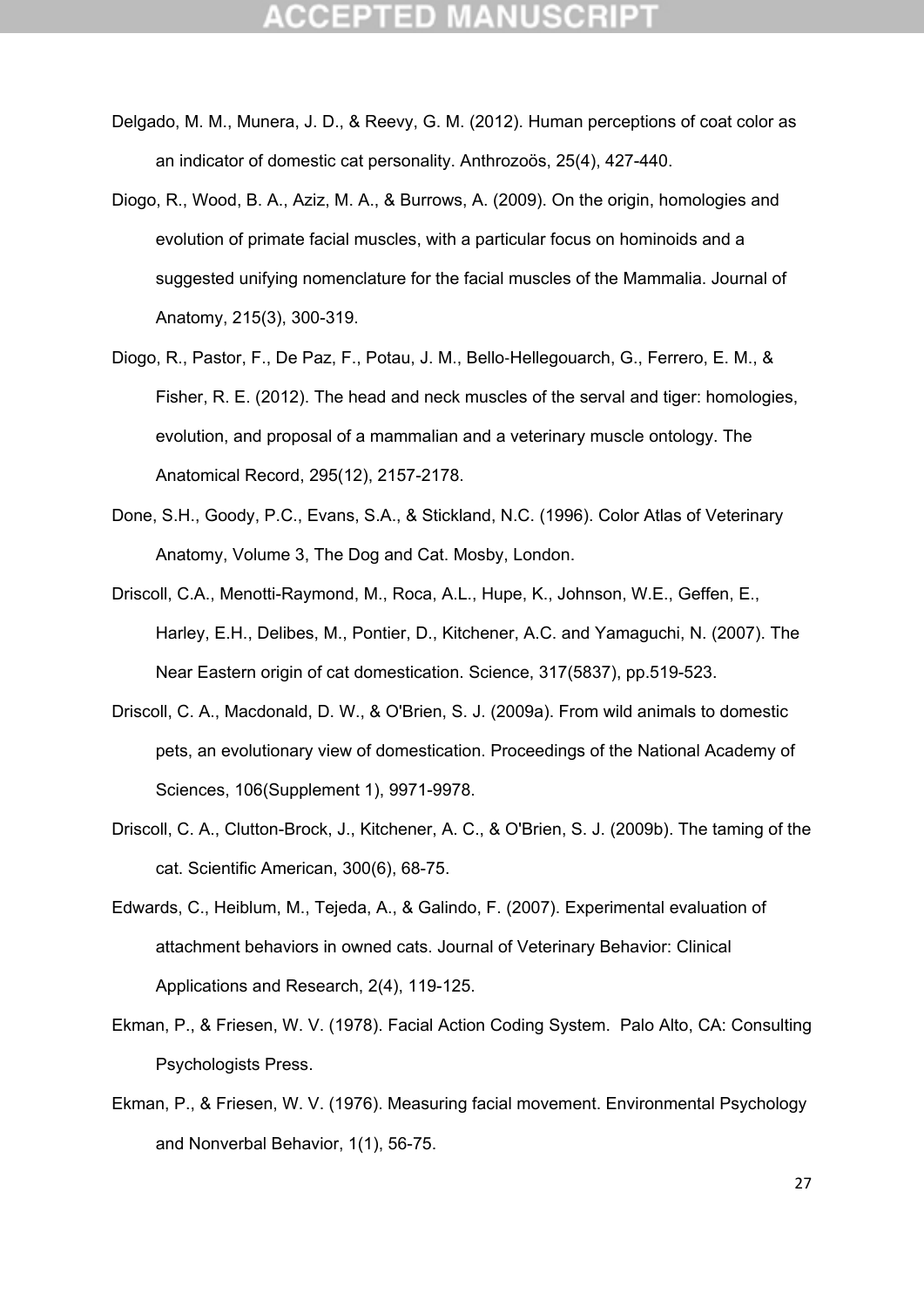Delgado, M. M., Munera, J. D., & Reevy, G. M. (2012). Human perceptions of coat color as an indicator of domestic cat personality. Anthrozoös, 25(4), 427-440.

Diogo, R., Wood, B. A., Aziz, M. A., & Burrows, A. (2009). On the origin, homologies and evolution of primate facial muscles, with a particular focus on hominoids and a suggested unifying nomenclature for the facial muscles of the Mammalia. Journal of Anatomy, 215(3), 300-319.

Diogo, R., Pastor, F., De Paz, F., Potau, J. M., Bello-Hellegouarch, G., Ferrero, E. M., & Fisher, R. E. (2012). The head and neck muscles of the serval and tiger: homologies, evolution, and proposal of a mammalian and a veterinary muscle ontology. The Anatomical Record, 295(12), 2157-2178.

Done, S.H., Goody, P.C., Evans, S.A., & Stickland, N.C. (1996). Color Atlas of Veterinary Anatomy, Volume 3, The Dog and Cat. Mosby, London.

Driscoll, C.A., Menotti-Raymond, M., Roca, A.L., Hupe, K., Johnson, W.E., Geffen, E., Harley, E.H., Delibes, M., Pontier, D., Kitchener, A.C. and Yamaguchi, N. (2007). The Near Eastern origin of cat domestication. Science, 317(5837), pp.519-523.

Driscoll, C. A., Macdonald, D. W., & O'Brien, S. J. (2009a). From wild animals to domestic pets, an evolutionary view of domestication. Proceedings of the National Academy of Sciences, 106(Supplement 1), 9971-9978.

Driscoll, C. A., Clutton-Brock, J., Kitchener, A. C., & O'Brien, S. J. (2009b). The taming of the cat. Scientific American, 300(6), 68-75.

Edwards, C., Heiblum, M., Tejeda, A., & Galindo, F. (2007). Experimental evaluation of attachment behaviors in owned cats. Journal of Veterinary Behavior: Clinical Applications and Research, 2(4), 119-125.

Ekman, P., & Friesen, W. V. (1978). Facial Action Coding System. Palo Alto, CA: Consulting Psychologists Press.

Ekman, P., & Friesen, W. V. (1976). Measuring facial movement. Environmental Psychology and Nonverbal Behavior, 1(1), 56-75.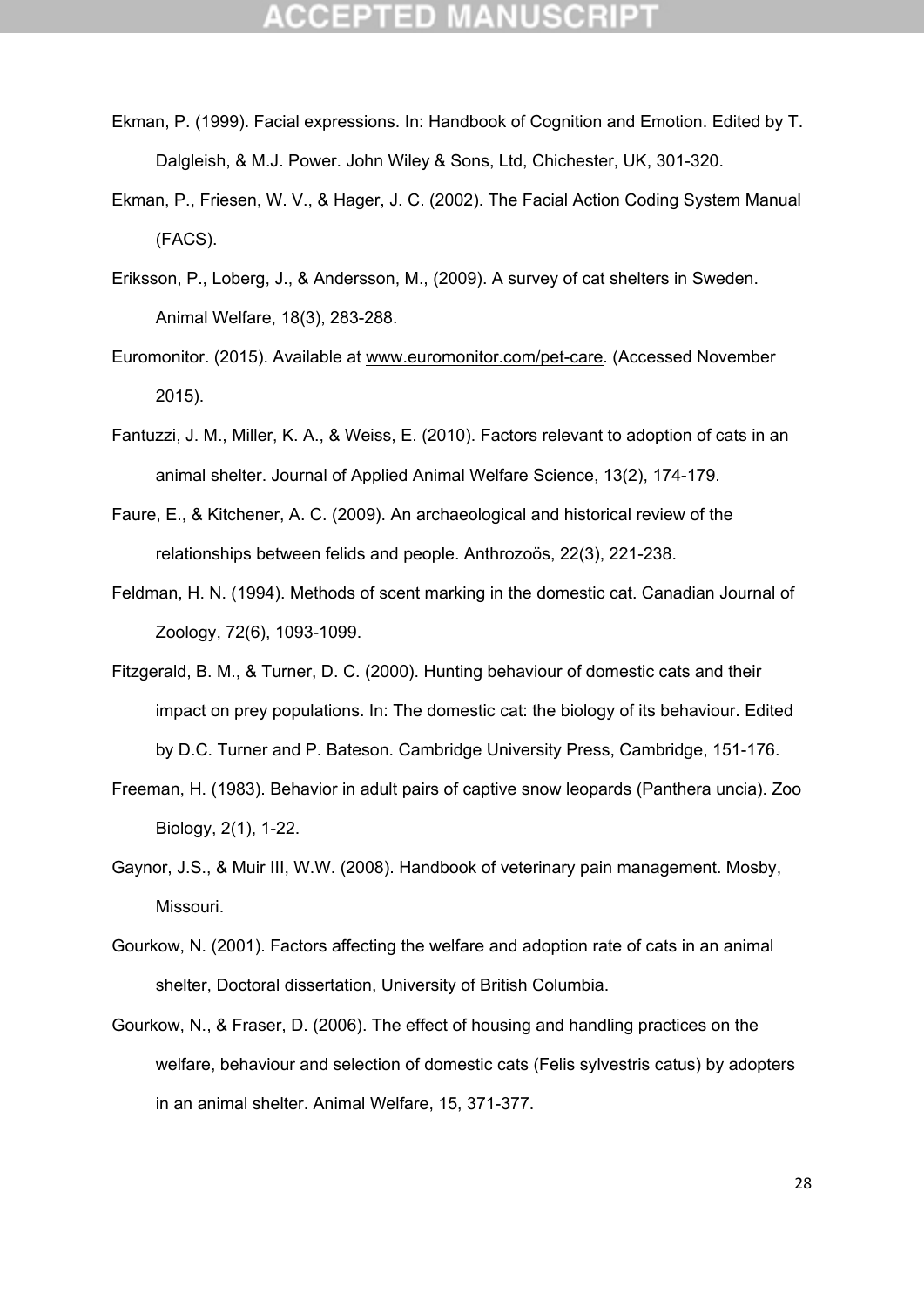Ekman, P. (1999). Facial expressions. In: Handbook of Cognition and Emotion. Edited by T. Dalgleish, & M.J. Power. John Wiley & Sons, Ltd, Chichester, UK, 301-320.

Ekman, P., Friesen, W. V., & Hager, J. C. (2002). The Facial Action Coding System Manual (FACS).

Eriksson, P., Loberg, J., & Andersson, M., (2009). A survey of cat shelters in Sweden. Animal Welfare, 18(3), 283-288.

Euromonitor. (2015). Available at www.euromonitor.com/pet-care. (Accessed November 2015).

Fantuzzi, J. M., Miller, K. A., & Weiss, E. (2010). Factors relevant to adoption of cats in an animal shelter. Journal of Applied Animal Welfare Science, 13(2), 174-179.

Faure, E., & Kitchener, A. C. (2009). An archaeological and historical review of the relationships between felids and people. Anthrozoös, 22(3), 221-238.

Feldman, H. N. (1994). Methods of scent marking in the domestic cat. Canadian Journal of Zoology, 72(6), 1093-1099.

Fitzgerald, B. M., & Turner, D. C. (2000). Hunting behaviour of domestic cats and their impact on prey populations. In: The domestic cat: the biology of its behaviour. Edited by D.C. Turner and P. Bateson. Cambridge University Press, Cambridge, 151-176.

Freeman, H. (1983). Behavior in adult pairs of captive snow leopards (Panthera uncia). Zoo Biology, 2(1), 1-22.

Gaynor, J.S., & Muir III, W.W. (2008). Handbook of veterinary pain management. Mosby, Missouri.

Gourkow, N. (2001). Factors affecting the welfare and adoption rate of cats in an animal shelter, Doctoral dissertation, University of British Columbia.

Gourkow, N., & Fraser, D. (2006). The effect of housing and handling practices on the welfare, behaviour and selection of domestic cats (Felis sylvestris catus) by adopters in an animal shelter. Animal Welfare, 15, 371-377.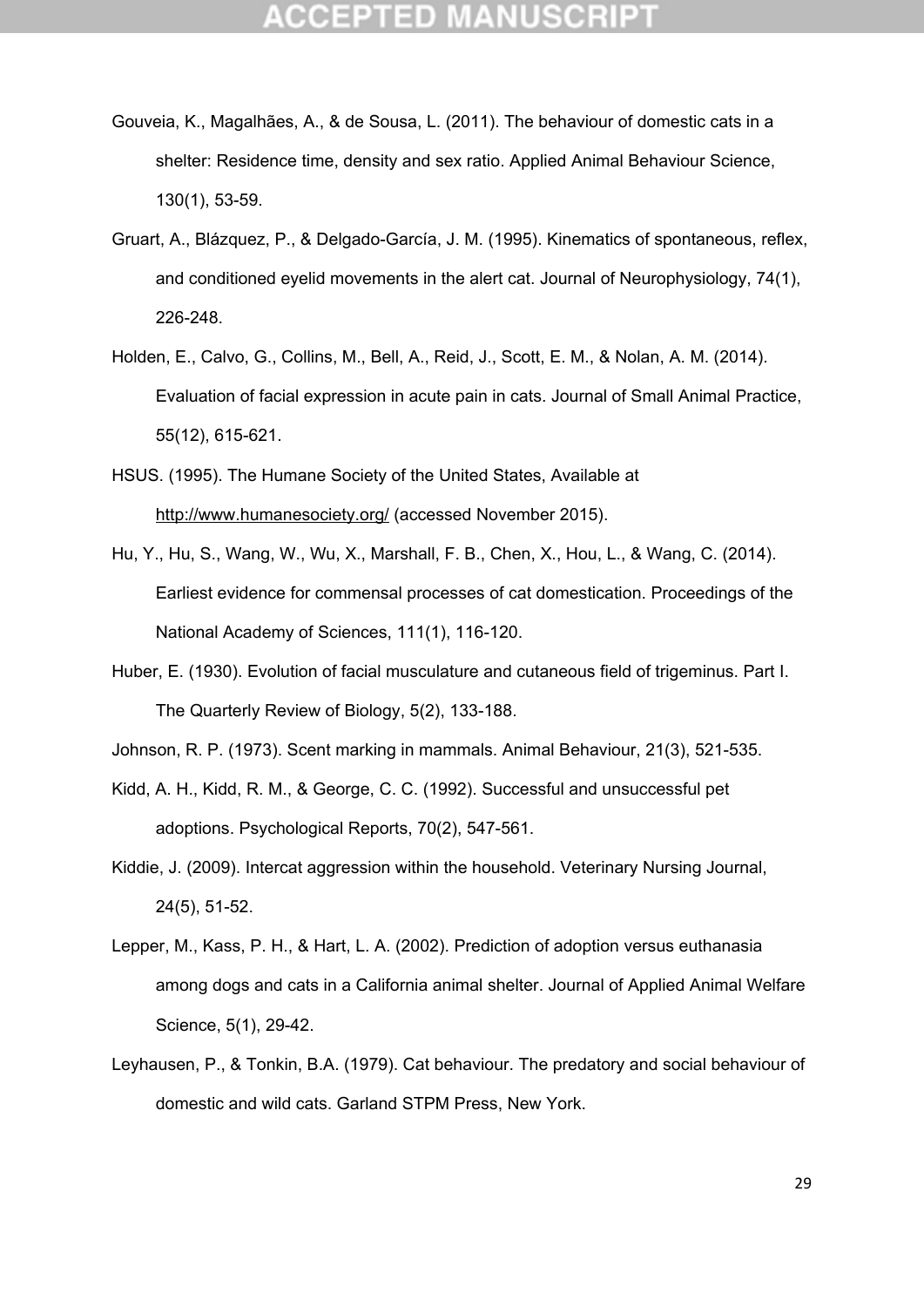Gouveia, K., Magalhães, A., & de Sousa, L. (2011). The behaviour of domestic cats in a shelter: Residence time, density and sex ratio. Applied Animal Behaviour Science, 130(1), 53-59.

Gruart, A., Blázquez, P., & Delgado-García, J. M. (1995). Kinematics of spontaneous, reflex, and conditioned eyelid movements in the alert cat. Journal of Neurophysiology, 74(1), 226-248.

Holden, E., Calvo, G., Collins, M., Bell, A., Reid, J., Scott, E. M., & Nolan, A. M. (2014). Evaluation of facial expression in acute pain in cats. Journal of Small Animal Practice, 55(12), 615-621.

HSUS. (1995). The Humane Society of the United States, Available at http://www.humanesociety.org/ (accessed November 2015).

Hu, Y., Hu, S., Wang, W., Wu, X., Marshall, F. B., Chen, X., Hou, L., & Wang, C. (2014). Earliest evidence for commensal processes of cat domestication. Proceedings of the National Academy of Sciences, 111(1), 116-120.

Huber, E. (1930). Evolution of facial musculature and cutaneous field of trigeminus. Part I. The Quarterly Review of Biology, 5(2), 133-188.

Johnson, R. P. (1973). Scent marking in mammals. Animal Behaviour, 21(3), 521-535.

Kidd, A. H., Kidd, R. M., & George, C. C. (1992). Successful and unsuccessful pet adoptions. Psychological Reports, 70(2), 547-561.

Kiddie, J. (2009). Intercat aggression within the household. Veterinary Nursing Journal, 24(5), 51-52.

Lepper, M., Kass, P. H., & Hart, L. A. (2002). Prediction of adoption versus euthanasia among dogs and cats in a California animal shelter. Journal of Applied Animal Welfare Science, 5(1), 29-42.

Leyhausen, P., & Tonkin, B.A. (1979). Cat behaviour. The predatory and social behaviour of domestic and wild cats. Garland STPM Press, New York.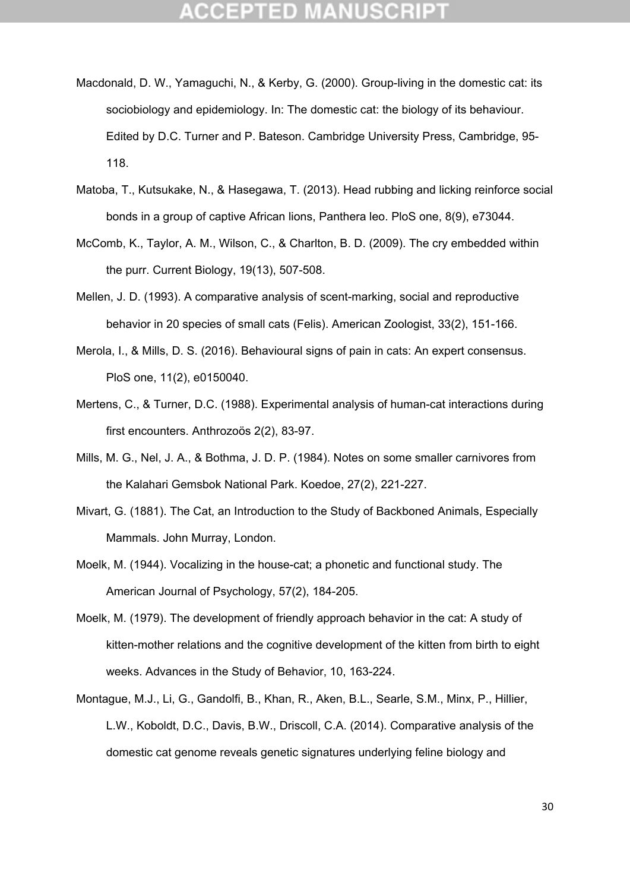Macdonald, D. W., Yamaguchi, N., & Kerby, G. (2000). Group-living in the domestic cat: its sociobiology and epidemiology. In: The domestic cat: the biology of its behaviour. Edited by D.C. Turner and P. Bateson. Cambridge University Press, Cambridge, 95-118.

Matoba, T., Kutsukake, N., & Hasegawa, T. (2013). Head rubbing and licking reinforce social bonds in a group of captive African lions, Panthera leo. PloS one, 8(9), e73044.

McComb, K., Taylor, A. M., Wilson, C., & Charlton, B. D. (2009). The cry embedded within the purr. Current Biology, 19(13), 507-508.

Mellen, J. D. (1993). A comparative analysis of scent-marking, social and reproductive behavior in 20 species of small cats (Felis). American Zoologist, 33(2), 151-166.

Merola, I., & Mills, D. S. (2016). Behavioural signs of pain in cats: An expert consensus. PloS one, 11(2), e0150040.

Mertens, C., & Turner, D.C. (1988). Experimental analysis of human-cat interactions during first encounters. Anthrozoös 2(2), 83-97.

Mills, M. G., Nel, J. A., & Bothma, J. D. P. (1984). Notes on some smaller carnivores from the Kalahari Gemsbok National Park. Koedoe, 27(2), 221-227.

Mivart, G. (1881). The Cat, an Introduction to the Study of Backboned Animals, Especially Mammals. John Murray, London.

Moelk, M. (1944). Vocalizing in the house-cat; a phonetic and functional study. The American Journal of Psychology, 57(2), 184-205.

Moelk, M. (1979). The development of friendly approach behavior in the cat: A study of kitten-mother relations and the cognitive development of the kitten from birth to eight weeks. Advances in the Study of Behavior, 10, 163-224.

Montague, M.J., Li, G., Gandolfi, B., Khan, R., Aken, B.L., Searle, S.M., Minx, P., Hillier, L.W., Koboldt, D.C., Davis, B.W., Driscoll, C.A. (2014). Comparative analysis of the domestic cat genome reveals genetic signatures underlying feline biology and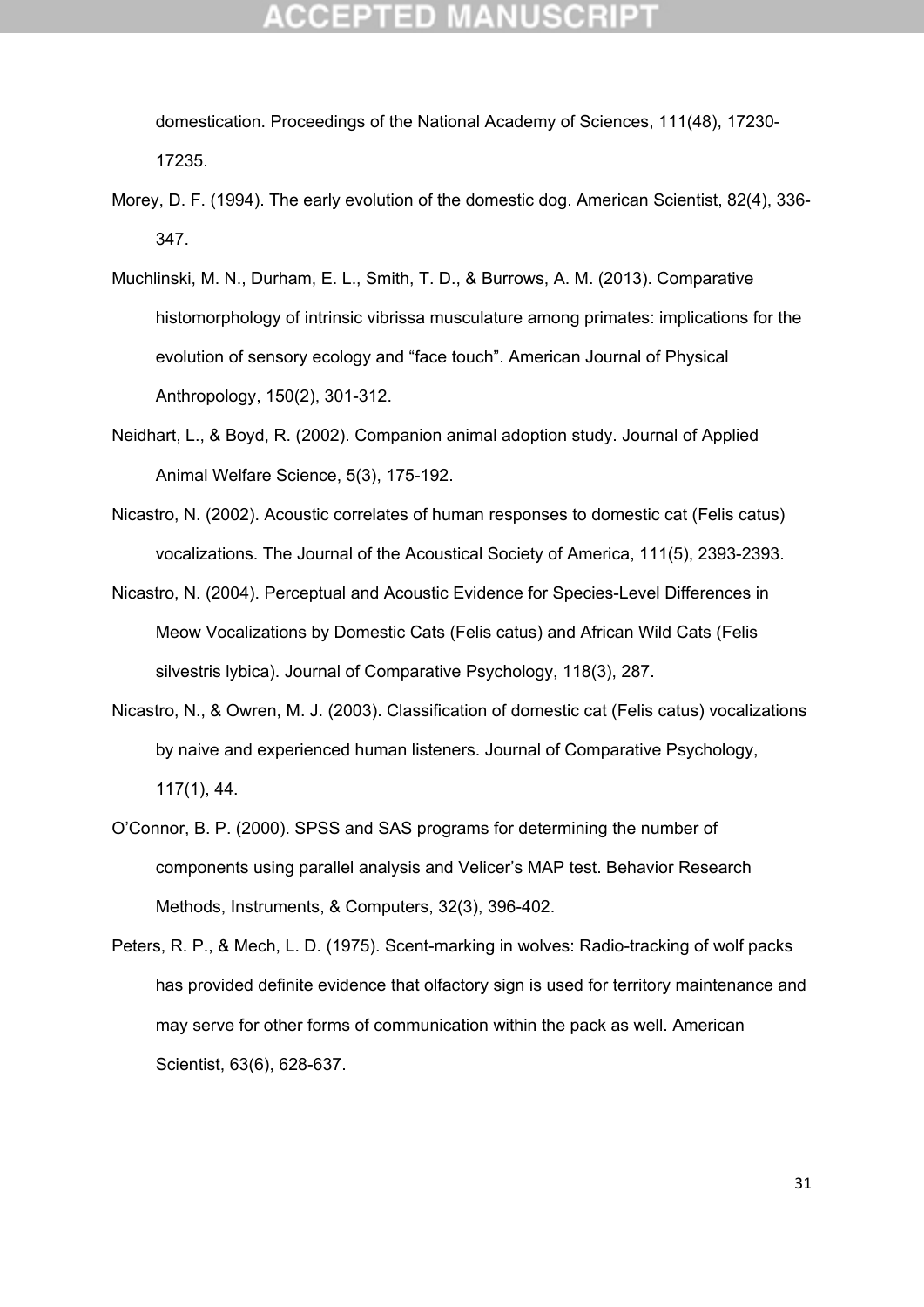domestication. Proceedings of the National Academy of Sciences, 111(48), 17230-17235.

Morey, D. F. (1994). The early evolution of the domestic dog. American Scientist, 82(4), 336-347.

Muchlinski, M. N., Durham, E. L., Smith, T. D., & Burrows, A. M. (2013). Comparative histomorphology of intrinsic vibrissa musculature among primates: implications for the evolution of sensory ecology and "face touch". American Journal of Physical Anthropology, 150(2), 301-312.

Neidhart, L., & Boyd, R. (2002). Companion animal adoption study. Journal of Applied Animal Welfare Science, 5(3), 175-192.

Nicastro, N. (2002). Acoustic correlates of human responses to domestic cat (Felis catus) vocalizations. The Journal of the Acoustical Society of America, 111(5), 2393-2393.

Nicastro, N. (2004). Perceptual and Acoustic Evidence for Species-Level Differences in Meow Vocalizations by Domestic Cats (Felis catus) and African Wild Cats (Felis silvestris lybica). Journal of Comparative Psychology, 118(3), 287.

Nicastro, N., & Owren, M. J. (2003). Classification of domestic cat (Felis catus) vocalizations by naive and experienced human listeners. Journal of Comparative Psychology, 117(1), 44.

O'Connor, B. P. (2000). SPSS and SAS programs for determining the number of components using parallel analysis and Velicer's MAP test. Behavior Research Methods, Instruments, & Computers, 32(3), 396-402.

Peters, R. P., & Mech, L. D. (1975). Scent-marking in wolves: Radio-tracking of wolf packs has provided definite evidence that olfactory sign is used for territory maintenance and may serve for other forms of communication within the pack as well. American Scientist, 63(6), 628-637.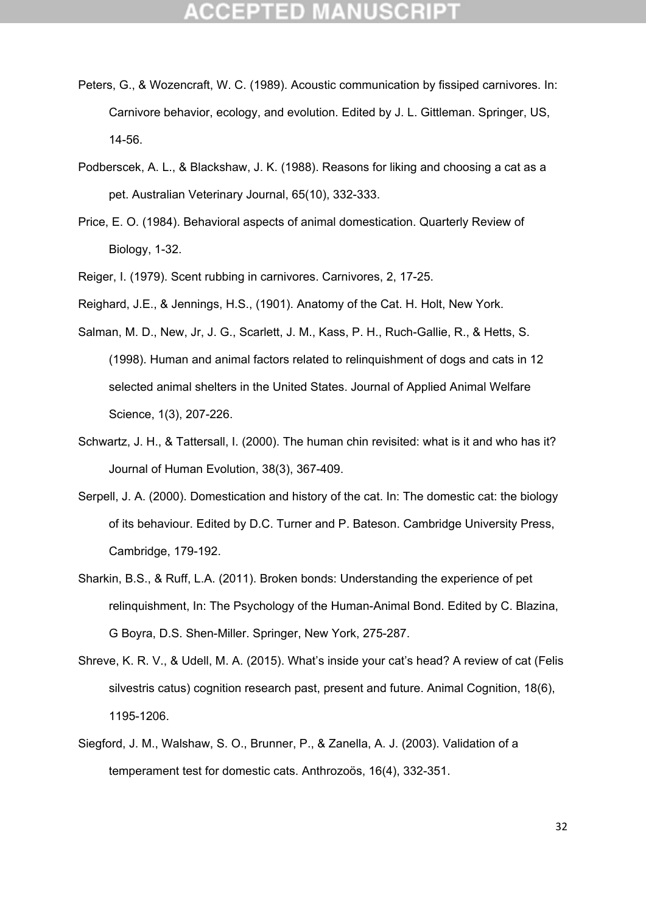Peters, G., & Wozencraft, W. C. (1989). Acoustic communication by fissiped carnivores. In: Carnivore behavior, ecology, and evolution. Edited by J. L. Gittleman. Springer, US, 14-56.

Podberscek, A. L., & Blackshaw, J. K. (1988). Reasons for liking and choosing a cat as a pet. Australian Veterinary Journal, 65(10), 332-333.

Price, E. O. (1984). Behavioral aspects of animal domestication. Quarterly Review of Biology, 1-32.

Reiger, I. (1979). Scent rubbing in carnivores. Carnivores, 2, 17-25.

Reighard, J.E., & Jennings, H.S., (1901). Anatomy of the Cat. H. Holt, New York.

Salman, M. D., New, Jr, J. G., Scarlett, J. M., Kass, P. H., Ruch-Gallie, R., & Hetts, S. (1998). Human and animal factors related to relinquishment of dogs and cats in 12 selected animal shelters in the United States. Journal of Applied Animal Welfare Science, 1(3), 207-226.

Schwartz, J. H., & Tattersall, I. (2000). The human chin revisited: what is it and who has it? Journal of Human Evolution, 38(3), 367-409.

Serpell, J. A. (2000). Domestication and history of the cat. In: The domestic cat: the biology of its behaviour. Edited by D.C. Turner and P. Bateson. Cambridge University Press, Cambridge, 179-192.

Sharkin, B.S., & Ruff, L.A. (2011). Broken bonds: Understanding the experience of pet relinquishment, In: The Psychology of the Human-Animal Bond. Edited by C. Blazina, G Boyra, D.S. Shen-Miller. Springer, New York, 275-287.

Shreve, K. R. V., & Udell, M. A. (2015). What's inside your cat's head? A review of cat (Felis silvestris catus) cognition research past, present and future. Animal Cognition, 18(6), 1195-1206.

Siegford, J. M., Walshaw, S. O., Brunner, P., & Zanella, A. J. (2003). Validation of a temperament test for domestic cats. Anthrozoös, 16(4), 332-351.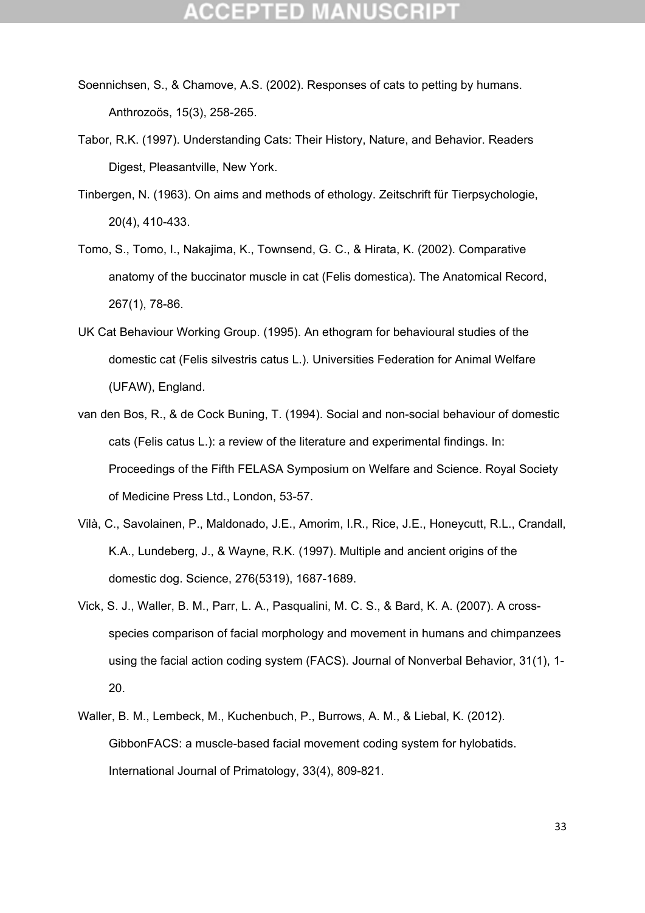Soennichsen, S., & Chamove, A.S. (2002). Responses of cats to petting by humans. Anthrozoös, 15(3), 258-265.

Tabor, R.K. (1997). Understanding Cats: Their History, Nature, and Behavior. Readers Digest, Pleasantville, New York.

Tinbergen, N. (1963). On aims and methods of ethology. Zeitschrift für Tierpsychologie, 20(4), 410-433.

Tomo, S., Tomo, I., Nakajima, K., Townsend, G. C., & Hirata, K. (2002). Comparative anatomy of the buccinator muscle in cat (Felis domestica). The Anatomical Record, 267(1), 78-86.

UK Cat Behaviour Working Group. (1995). An ethogram for behavioural studies of the domestic cat (Felis silvestris catus L.). Universities Federation for Animal Welfare (UFAW), England.

van den Bos, R., & de Cock Buning, T. (1994). Social and non-social behaviour of domestic cats (Felis catus L.): a review of the literature and experimental findings. In: Proceedings of the Fifth FELASA Symposium on Welfare and Science. Royal Society of Medicine Press Ltd., London, 53-57.

Vilà, C., Savolainen, P., Maldonado, J.E., Amorim, I.R., Rice, J.E., Honeycutt, R.L., Crandall, K.A., Lundeberg, J., & Wayne, R.K. (1997). Multiple and ancient origins of the domestic dog. Science, 276(5319), 1687-1689.

Vick, S. J., Waller, B. M., Parr, L. A., Pasqualini, M. C. S., & Bard, K. A. (2007). A cross-species comparison of facial morphology and movement in humans and chimpanzees using the facial action coding system (FACS). Journal of Nonverbal Behavior, 31(1), 1-20.

Waller, B. M., Lembeck, M., Kuchenbuch, P., Burrows, A. M., & Liebal, K. (2012). GibbonFACS: a muscle-based facial movement coding system for hylobatids. International Journal of Primatology, 33(4), 809-821.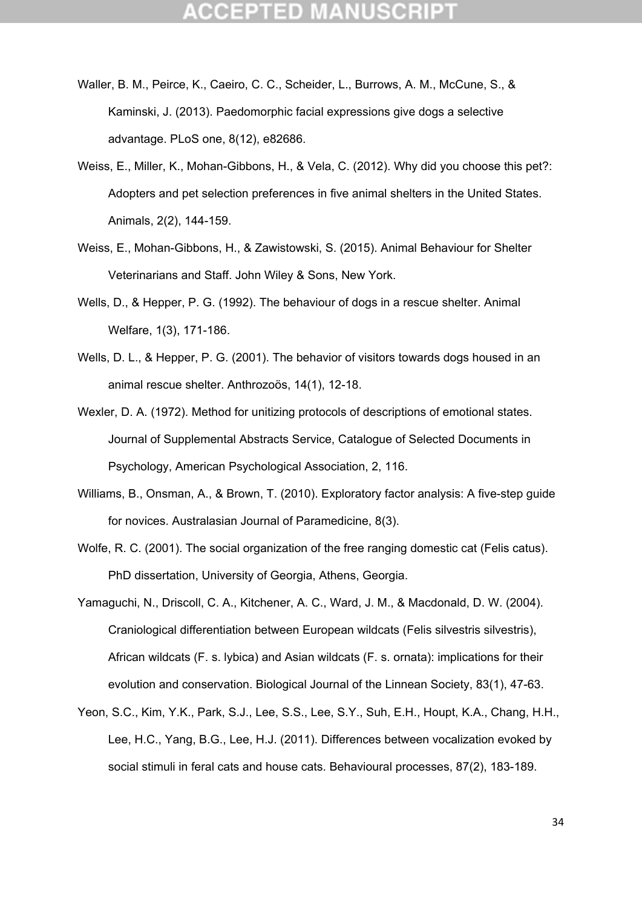Waller, B. M., Peirce, K., Caeiro, C. C., Scheider, L., Burrows, A. M., McCune, S., & Kaminski, J. (2013). Paedomorphic facial expressions give dogs a selective advantage. PLoS one, 8(12), e82686.

Weiss, E., Miller, K., Mohan-Gibbons, H., & Vela, C. (2012). Why did you choose this pet?: Adopters and pet selection preferences in five animal shelters in the United States. Animals, 2(2), 144-159.

Weiss, E., Mohan-Gibbons, H., & Zawistowski, S. (2015). Animal Behaviour for Shelter Veterinarians and Staff. John Wiley & Sons, New York.

Wells, D., & Hepper, P. G. (1992). The behaviour of dogs in a rescue shelter. Animal Welfare, 1(3), 171-186.

Wells, D. L., & Hepper, P. G. (2001). The behavior of visitors towards dogs housed in an animal rescue shelter. Anthrozoös, 14(1), 12-18.

Wexler, D. A. (1972). Method for unitizing protocols of descriptions of emotional states. Journal of Supplemental Abstracts Service, Catalogue of Selected Documents in Psychology, American Psychological Association, 2, 116.

Williams, B., Onsman, A., & Brown, T. (2010). Exploratory factor analysis: A five-step guide for novices. Australasian Journal of Paramedicine, 8(3).

Wolfe, R. C. (2001). The social organization of the free ranging domestic cat (Felis catus). PhD dissertation, University of Georgia, Athens, Georgia.

Yamaguchi, N., Driscoll, C. A., Kitchener, A. C., Ward, J. M., & Macdonald, D. W. (2004). Craniological differentiation between European wildcats (Felis silvestris silvestris), African wildcats (F. s. lybica) and Asian wildcats (F. s. ornata): implications for their evolution and conservation. Biological Journal of the Linnean Society, 83(1), 47-63.

Yeon, S.C., Kim, Y.K., Park, S.J., Lee, S.S., Lee, S.Y., Suh, E.H., Houpt, K.A., Chang, H.H., Lee, H.C., Yang, B.G., Lee, H.J. (2011). Differences between vocalization evoked by social stimuli in feral cats and house cats. Behavioural processes, 87(2), 183-189.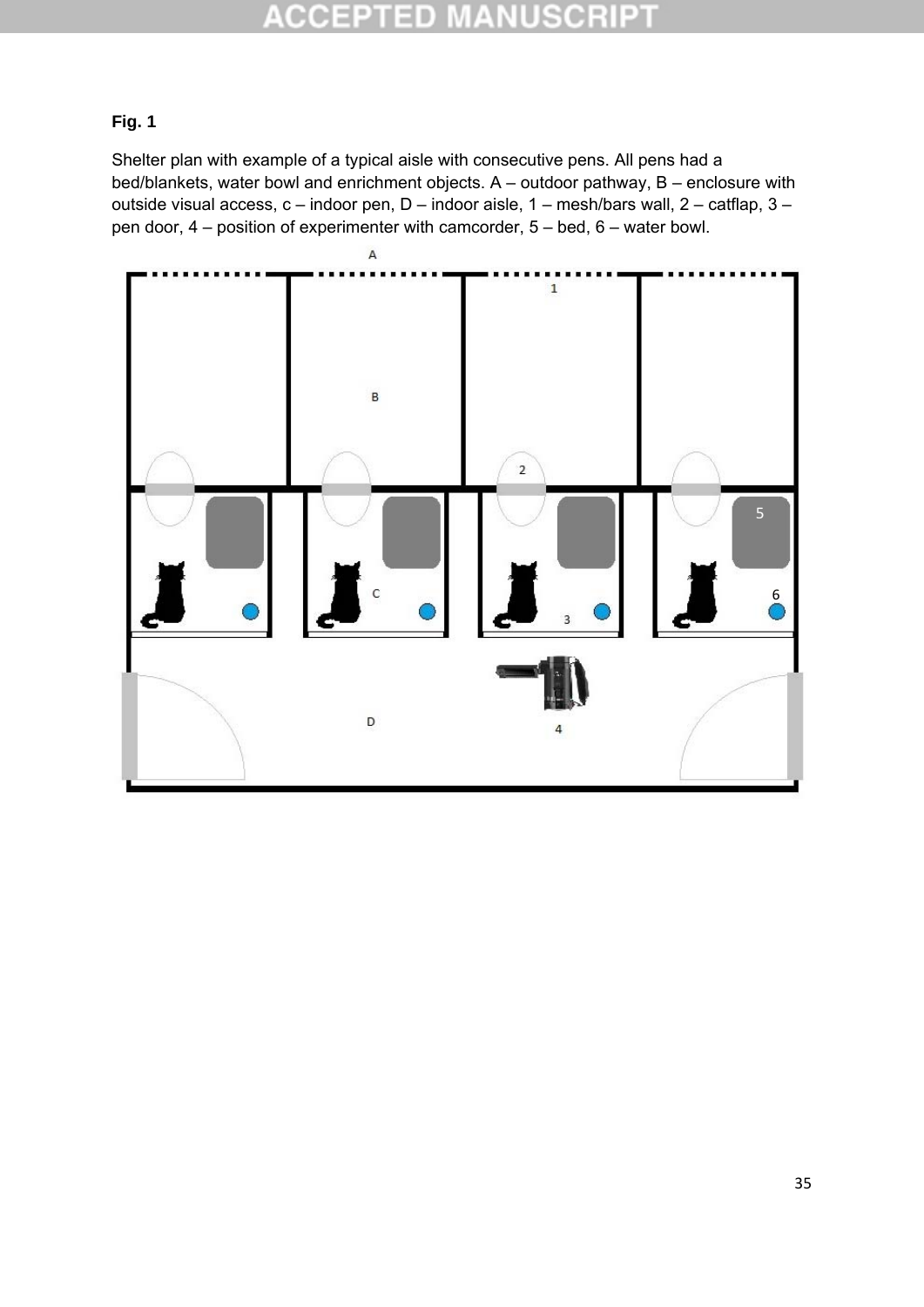**Fig. 1**

Shelter plan with example of a typical aisle with consecutive pens. All pens had a bed/blankets, water bowl and enrichment objects. A – outdoor pathway, B – enclosure with outside visual access, c – indoor pen, D – indoor aisle, 1 – mesh/bars wall, 2 – catflap, 3 – pen door, 4 – position of experimenter with camcorder, 5 – bed, 6 – water bowl.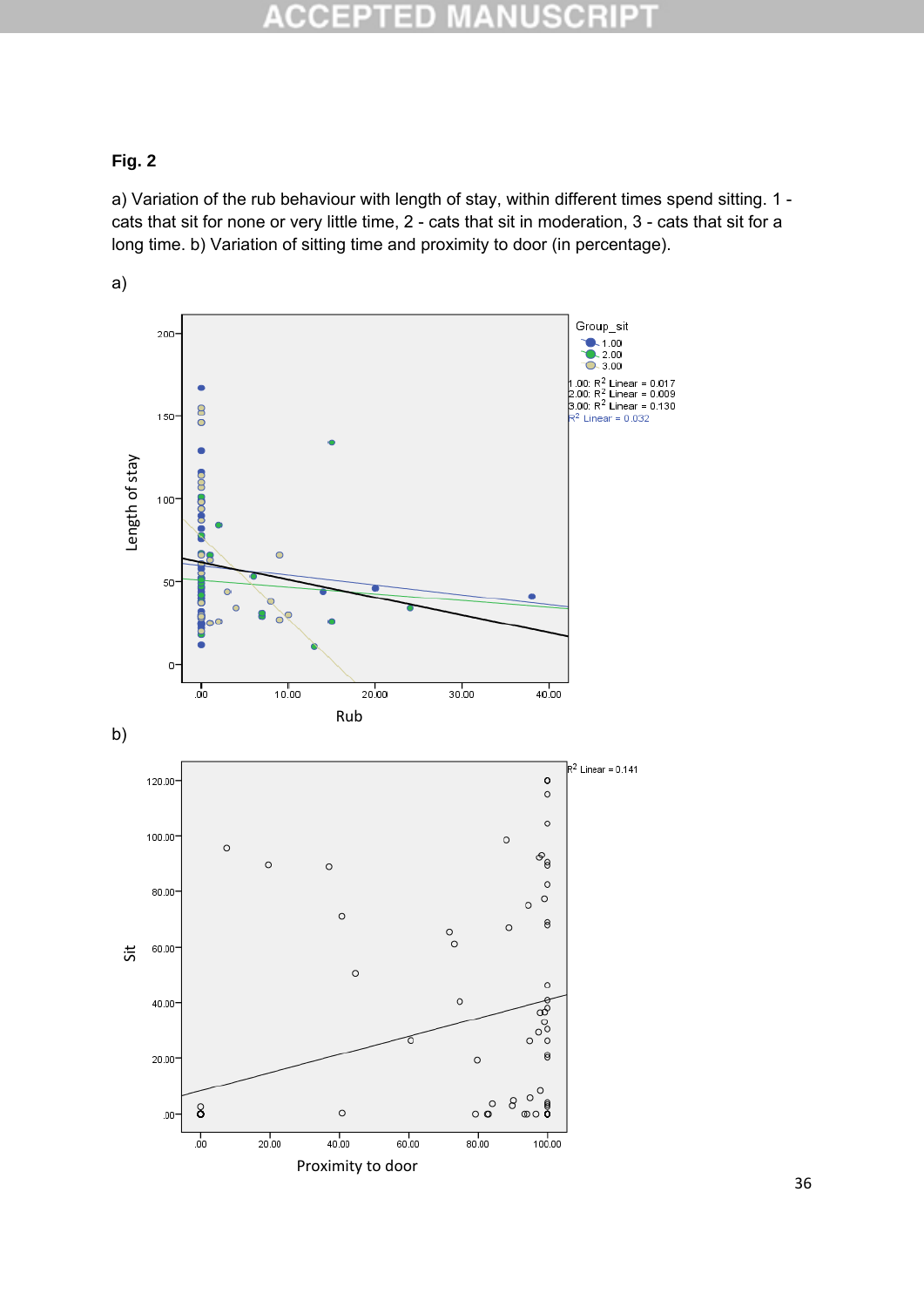**Fig. 2**

a) Variation of the rub behaviour with length of stay, within different times spend sitting. 1 - cats that sit for none or very little time, 2 - cats that sit in moderation, 3 - cats that sit for a long time. b) Variation of sitting time and proximity to door (in percentage).

a)

b)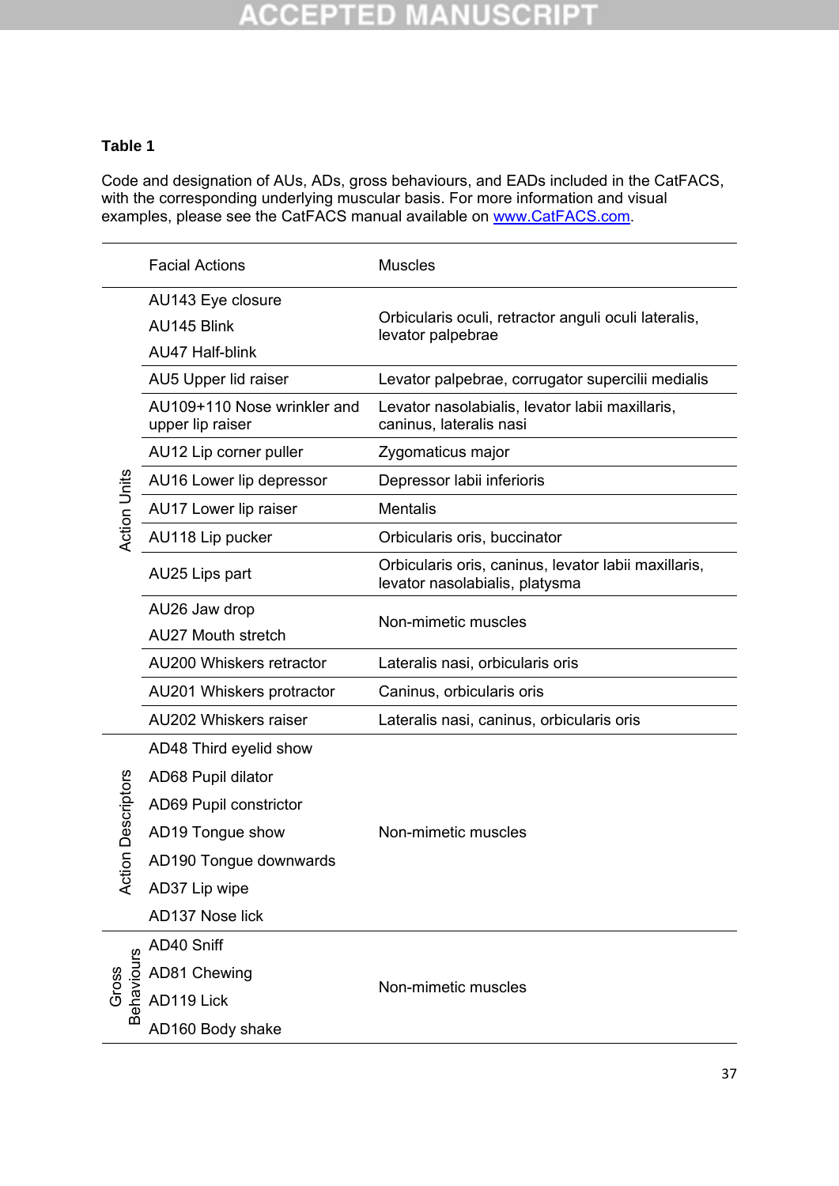**Table 1**

Code and designation of AUs, ADs, gross behaviours, and EADs included in the CatFACS, with the corresponding underlying muscular basis. For more information and visual examples, please see the CatFACS manual available on [www.CatFACS.com](www.CatFACS.com).

| | Facial Actions | Muscles |
|---|---|---|
| Action Units | AU143 Eye closure<br>AU145 Blink<br>AU47 Half-blink | Orbicularis oculi, retractor anguli oculi lateralis, levator palpebrae |
| | AU5 Upper lid raiser | Levator palpebrae, corrugator supercilii medialis |
| | AU109+110 Nose wrinkler and upper lip raiser | Levator nasolabialis, levator labii maxillaris, caninus, lateralis nasi |
| | AU12 Lip corner puller | Zygomaticus major |
| | AU16 Lower lip depressor | Depressor labii inferioris |
| | AU17 Lower lip raiser | Mentalis |
| | AU118 Lip pucker | Orbicularis oris, buccinator |
| | AU25 Lips part | Orbicularis oris, caninus, levator labii maxillaris, levator nasolabialis, platysma |
| | AU26 Jaw drop<br>AU27 Mouth stretch | Non-mimetic muscles |
| | AU200 Whiskers retractor | Lateralis nasi, orbicularis oris |
| | AU201 Whiskers protractor | Caninus, orbicularis oris |
| | AU202 Whiskers raiser | Lateralis nasi, caninus, orbicularis oris |
| Action Descriptors | AD48 Third eyelid show<br>AD68 Pupil dilator<br>AD69 Pupil constrictor<br>AD19 Tongue show<br>AD190 Tongue downwards<br>AD37 Lip wipe<br>AD137 Nose lick | Non-mimetic muscles |
| Gross Behaviours | AD40 Sniff<br>AD81 Chewing<br>AD119 Lick<br>AD160 Body shake | Non-mimetic muscles |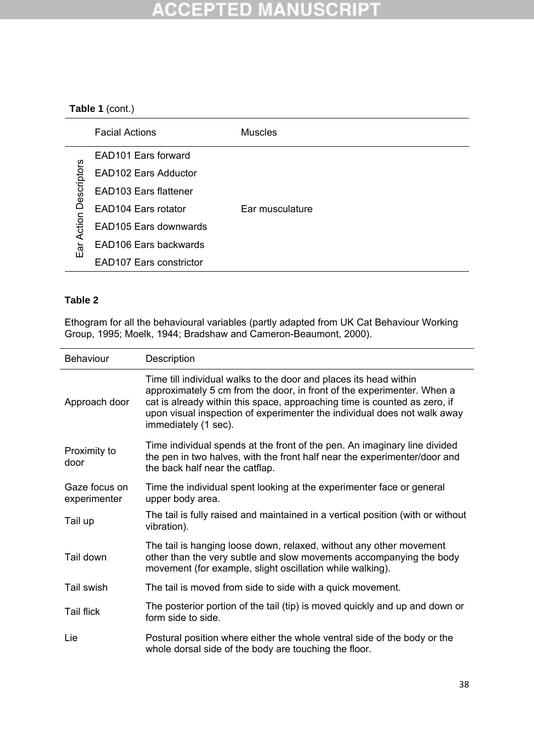**Table 1** (cont.)

| | Facial Actions | Muscles |
|---|---|---|
| Ear Action Descriptors | EAD101 Ears forward | Ear musculature |
| | EAD102 Ears Adductor | |
| | EAD103 Ears flattener | |
| | EAD104 Ears rotator | |
| | EAD105 Ears downwards | |
| | EAD106 Ears backwards | |
| | EAD107 Ears constrictor | |

**Table 2**

Ethogram for all the behavioural variables (partly adapted from UK Cat Behaviour Working Group, 1995; Moelk, 1944; Bradshaw and Cameron-Beaumont, 2000).

| Behaviour | Description |
|---|---|
| Approach door | Time till individual walks to the door and places its head within approximately 5 cm from the door, in front of the experimenter. When a cat is already within this space, approaching time is counted as zero, if upon visual inspection of experimenter the individual does not walk away immediately (1 sec). |
| Proximity to door | Time individual spends at the front of the pen. An imaginary line divided the pen in two halves, with the front half near the experimenter/door and the back half near the catflap. |
| Gaze focus on experimenter | Time the individual spent looking at the experimenter face or general upper body area. |
| Tail up | The tail is fully raised and maintained in a vertical position (with or without vibration). |
| Tail down | The tail is hanging loose down, relaxed, without any other movement other than the very subtle and slow movements accompanying the body movement (for example, slight oscillation while walking). |
| Tail swish | The tail is moved from side to side with a quick movement. |
| Tail flick | The posterior portion of the tail (tip) is moved quickly and up and down or form side to side. |
| Lie | Postural position where either the whole ventral side of the body or the whole dorsal side of the body are touching the floor. |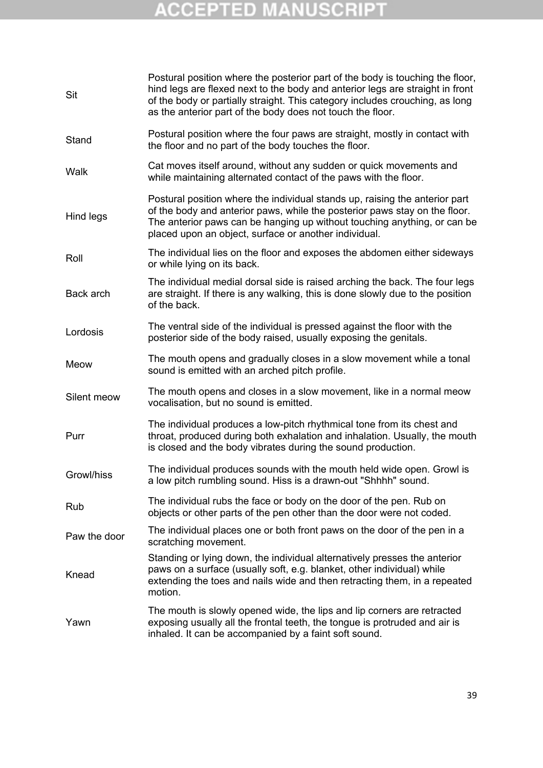| | |
|---|---|
| Sit | Postural position where the posterior part of the body is touching the floor, hind legs are flexed next to the body and anterior legs are straight in front of the body or partially straight. This category includes crouching, as long as the anterior part of the body does not touch the floor. |
| Stand | Postural position where the four paws are straight, mostly in contact with the floor and no part of the body touches the floor. |
| Walk | Cat moves itself around, without any sudden or quick movements and while maintaining alternated contact of the paws with the floor. |
| Hind legs | Postural position where the individual stands up, raising the anterior part of the body and anterior paws, while the posterior paws stay on the floor. The anterior paws can be hanging up without touching anything, or can be placed upon an object, surface or another individual. |
| Roll | The individual lies on the floor and exposes the abdomen either sideways or while lying on its back. |
| Back arch | The individual medial dorsal side is raised arching the back. The four legs are straight. If there is any walking, this is done slowly due to the position of the back. |
| Lordosis | The ventral side of the individual is pressed against the floor with the posterior side of the body raised, usually exposing the genitals. |
| Meow | The mouth opens and gradually closes in a slow movement while a tonal sound is emitted with an arched pitch profile. |
| Silent meow | The mouth opens and closes in a slow movement, like in a normal meow vocalisation, but no sound is emitted. |
| Purr | The individual produces a low-pitch rhythmical tone from its chest and throat, produced during both exhalation and inhalation. Usually, the mouth is closed and the body vibrates during the sound production. |
| Growl/hiss | The individual produces sounds with the mouth held wide open. Growl is a low pitch rumbling sound. Hiss is a drawn-out "Shhhh" sound. |
| Rub | The individual rubs the face or body on the door of the pen. Rub on objects or other parts of the pen other than the door were not coded. |
| Paw the door | The individual places one or both front paws on the door of the pen in a scratching movement. |
| Knead | Standing or lying down, the individual alternatively presses the anterior paws on a surface (usually soft, e.g. blanket, other individual) while extending the toes and nails wide and then retracting them, in a repeated motion. |
| Yawn | The mouth is slowly opened wide, the lips and lip corners are retracted exposing usually all the frontal teeth, the tongue is protruded and air is inhaled. It can be accompanied by a faint soft sound. |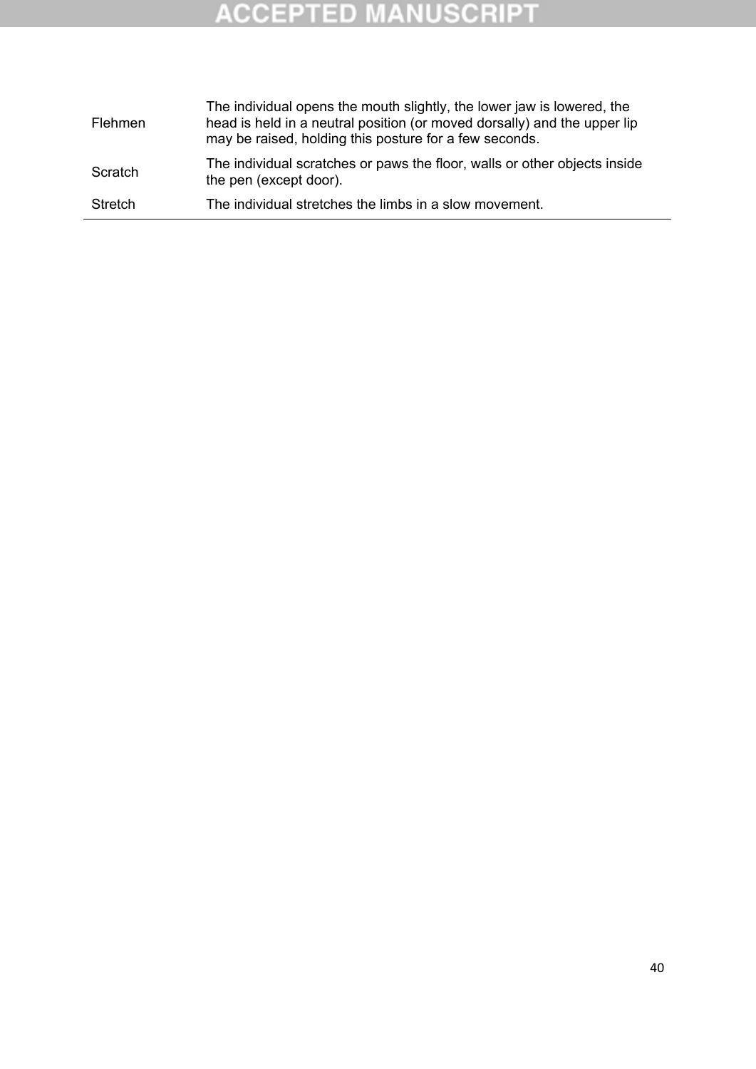| | |
|---|---|
| Flehmen | The individual opens the mouth slightly, the lower jaw is lowered, the head is held in a neutral position (or moved dorsally) and the upper lip may be raised, holding this posture for a few seconds. |
| Scratch | The individual scratches or paws the floor, walls or other objects inside the pen (except door). |
| Stretch | The individual stretches the limbs in a slow movement. |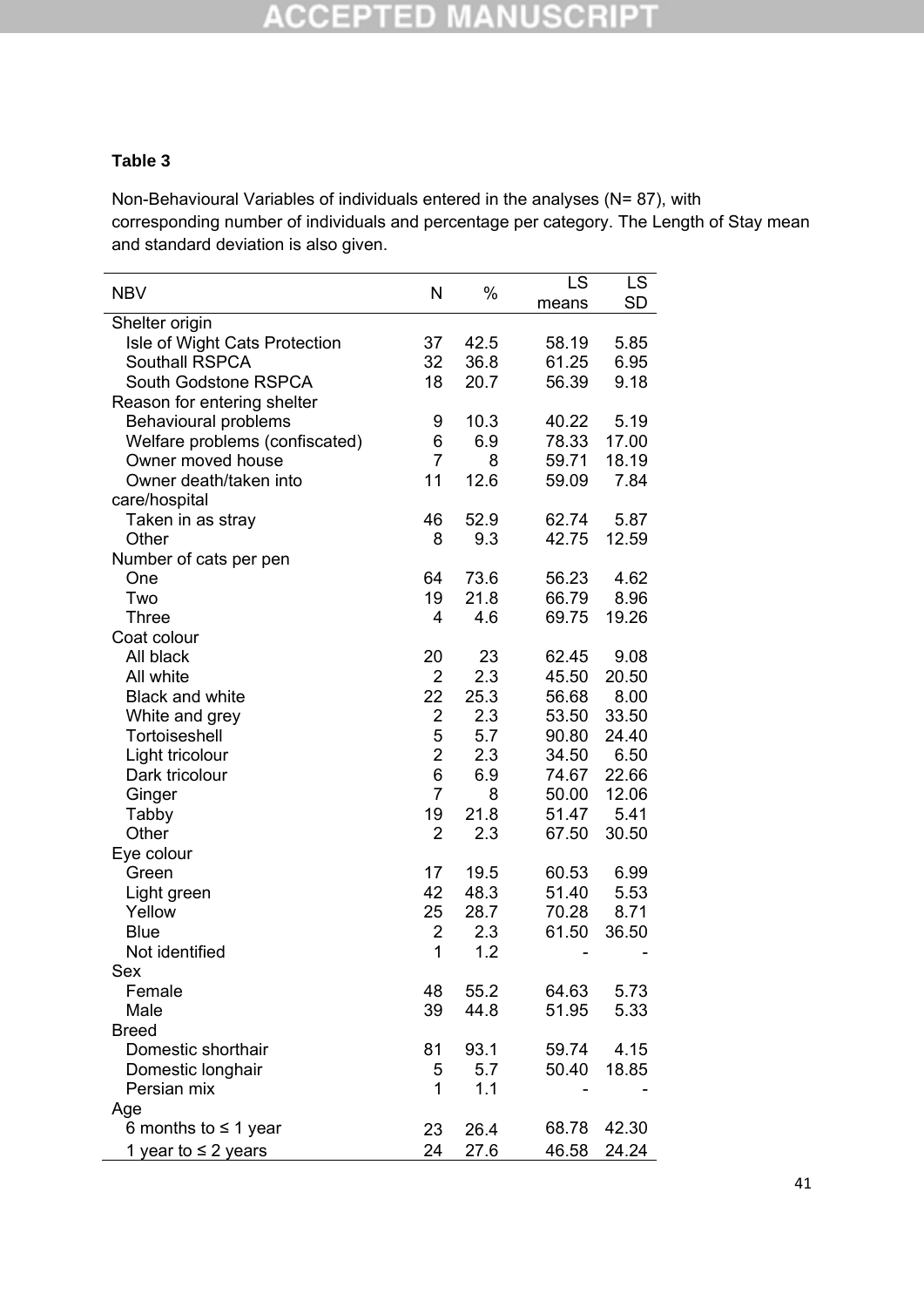**Table 3**

Non-Behavioural Variables of individuals entered in the analyses (N= 87), with corresponding number of individuals and percentage per category. The Length of Stay mean and standard deviation is also given.

| NBV | N | % | LS means | LS SD |
|---|---|---|---|---|
| Shelter origin | | | | |
| Isle of Wight Cats Protection | 37 | 42.5 | 58.19 | 5.85 |
| Southall RSPCA | 32 | 36.8 | 61.25 | 6.95 |
| South Godstone RSPCA | 18 | 20.7 | 56.39 | 9.18 |
| Reason for entering shelter | | | | |
| Behavioural problems | 9 | 10.3 | 40.22 | 5.19 |
| Welfare problems (confiscated) | 6 | 6.9 | 78.33 | 17.00 |
| Owner moved house | 7 | 8 | 59.71 | 18.19 |
| Owner death/taken into care/hospital | 11 | 12.6 | 59.09 | 7.84 |
| Taken in as stray | 46 | 52.9 | 62.74 | 5.87 |
| Other | 8 | 9.3 | 42.75 | 12.59 |
| Number of cats per pen | | | | |
| One | 64 | 73.6 | 56.23 | 4.62 |
| Two | 19 | 21.8 | 66.79 | 8.96 |
| Three | 4 | 4.6 | 69.75 | 19.26 |
| Coat colour | | | | |
| All black | 20 | 23 | 62.45 | 9.08 |
| All white | 2 | 2.3 | 45.50 | 20.50 |
| Black and white | 22 | 25.3 | 56.68 | 8.00 |
| White and grey | 2 | 2.3 | 53.50 | 33.50 |
| Tortoiseshell | 5 | 5.7 | 90.80 | 24.40 |
| Light tricolour | 2 | 2.3 | 34.50 | 6.50 |
| Dark tricolour | 6 | 6.9 | 74.67 | 22.66 |
| Ginger | 7 | 8 | 50.00 | 12.06 |
| Tabby | 19 | 21.8 | 51.47 | 5.41 |
| Other | 2 | 2.3 | 67.50 | 30.50 |
| Eye colour | | | | |
| Green | 17 | 19.5 | 60.53 | 6.99 |
| Light green | 42 | 48.3 | 51.40 | 5.53 |
| Yellow | 25 | 28.7 | 70.28 | 8.71 |
| Blue | 2 | 2.3 | 61.50 | 36.50 |
| Not identified | 1 | 1.2 | - | - |
| Sex | | | | |
| Female | 48 | 55.2 | 64.63 | 5.73 |
| Male | 39 | 44.8 | 51.95 | 5.33 |
| Breed | | | | |
| Domestic shorthair | 81 | 93.1 | 59.74 | 4.15 |
| Domestic longhair | 5 | 5.7 | 50.40 | 18.85 |
| Persian mix | 1 | 1.1 | - | - |
| Age | | | | |
| 6 months to ≤ 1 year | 23 | 26.4 | 68.78 | 42.30 |
| 1 year to ≤ 2 years | 24 | 27.6 | 46.58 | 24.24 |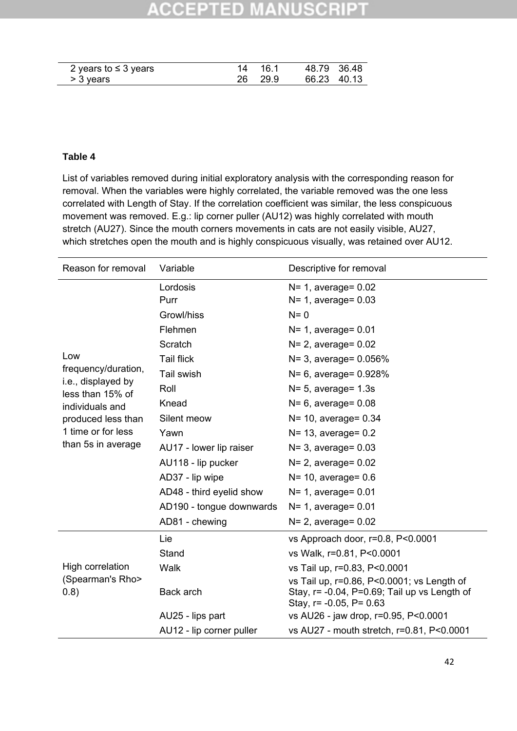| | | | | |
|---|---|---|---|---|
| 2 years to ≤ 3 years | 14 | 16.1 | 48.79 | 36.48 |
| > 3 years | 26 | 29.9 | 66.23 | 40.13 |

**Table 4**

List of variables removed during initial exploratory analysis with the corresponding reason for removal. When the variables were highly correlated, the variable removed was the one less correlated with Length of Stay. If the correlation coefficient was similar, the less conspicuous movement was removed. E.g.: lip corner puller (AU12) was highly correlated with mouth stretch (AU27). Since the mouth corners movements in cats are not easily visible, AU27, which stretches open the mouth and is highly conspicuous visually, was retained over AU12.

| Reason for removal | Variable | Descriptive for removal |
|---|---|---|
| Low frequency/duration, i.e., displayed by less than 15% of individuals and produced less than 1 time or for less than 5s in average | Lordosis | N= 1, average= 0.02 |
| | Purr | N= 1, average= 0.03 |
| | Growl/hiss | N= 0 |
| | Flehmen | N= 1, average= 0.01 |
| | Scratch | N= 2, average= 0.02 |
| | Tail flick | N= 3, average= 0.056% |
| | Tail swish | N= 6, average= 0.928% |
| | Roll | N= 5, average= 1.3s |
| | Knead | N= 6, average= 0.08 |
| | Silent meow | N= 10, average= 0.34 |
| | Yawn | N= 13, average= 0.2 |
| | AU17 - lower lip raiser | N= 3, average= 0.03 |
| | AU118 - lip pucker | N= 2, average= 0.02 |
| | AD37 - lip wipe | N= 10, average= 0.6 |
| | AD48 - third eyelid show | N= 1, average= 0.01 |
| | AD190 - tongue downwards | N= 1, average= 0.01 |
| | AD81 - chewing | N= 2, average= 0.02 |
| High correlation (Spearman's Rho> 0.8) | Lie | vs Approach door, r=0.8, P<0.0001 |
| | Stand | vs Walk, r=0.81, P<0.0001 |
| | Walk | vs Tail up, r=0.83, P<0.0001 |
| | Back arch | vs Tail up, r=0.86, P<0.0001; vs Length of Stay, r= -0.04, P=0.69; Tail up vs Length of Stay, r= -0.05, P= 0.63 |
| | AU25 - lips part | vs AU26 - jaw drop, r=0.95, P<0.0001 |
| | AU12 - lip corner puller | vs AU27 - mouth stretch, r=0.81, P<0.0001 |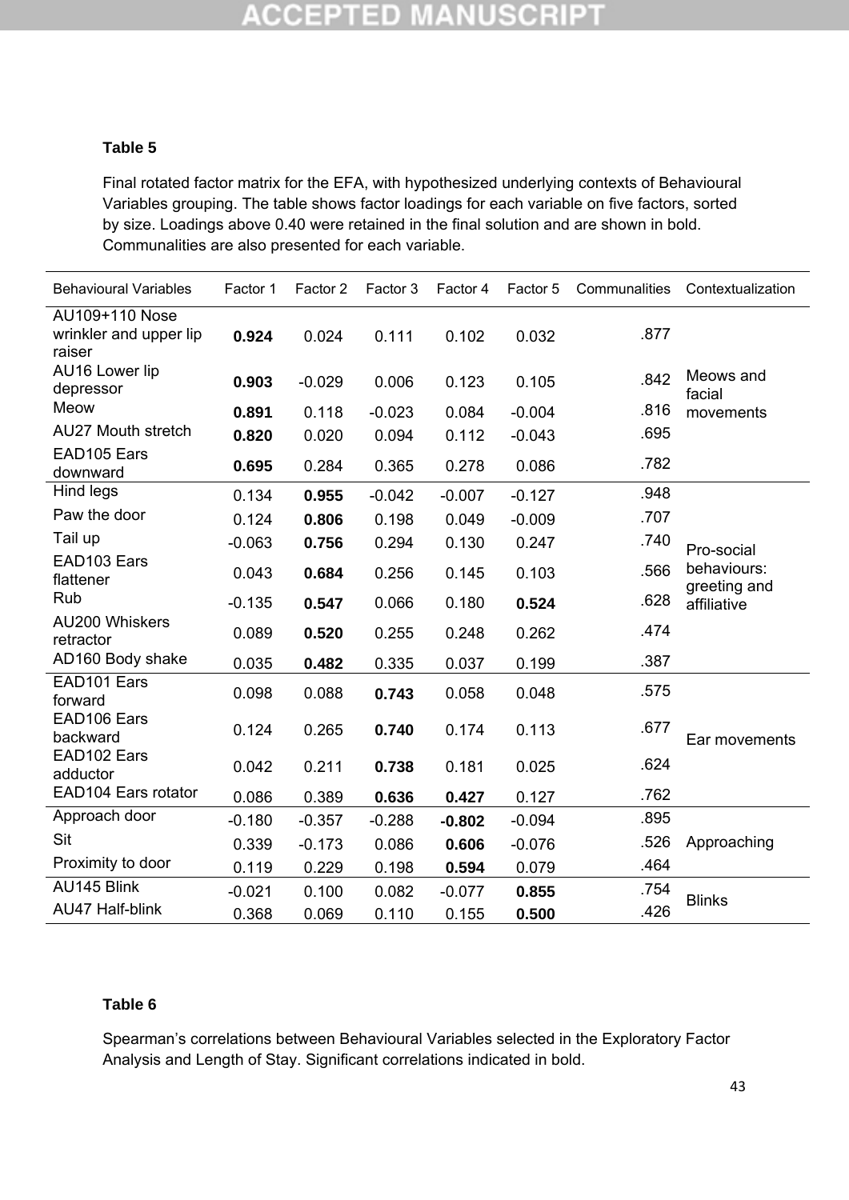**Table 5**

Final rotated factor matrix for the EFA, with hypothesized underlying contexts of Behavioural Variables grouping. The table shows factor loadings for each variable on five factors, sorted by size. Loadings above 0.40 were retained in the final solution and are shown in bold. Communalities are also presented for each variable.

| Behavioural Variables | Factor 1 | Factor 2 | Factor 3 | Factor 4 | Factor 5 | Communalities | Contextualization |
|---|---|---|---|---|---|---|---|
| AU109+110 Nose wrinkler and upper lip raiser | **0.924** | 0.024 | 0.111 | 0.102 | 0.032 | .877 | Meows and facial movements |
| AU16 Lower lip depressor | **0.903** | -0.029 | 0.006 | 0.123 | 0.105 | .842 | |
| Meow | **0.891** | 0.118 | -0.023 | 0.084 | -0.004 | .816 | |
| AU27 Mouth stretch | **0.820** | 0.020 | 0.094 | 0.112 | -0.043 | .695 | |
| EAD105 Ears downward | **0.695** | 0.284 | 0.365 | 0.278 | 0.086 | .782 | |
| Hind legs | 0.134 | **0.955** | -0.042 | -0.007 | -0.127 | .948 | Pro-social behaviours: greeting and affiliative |
| Paw the door | 0.124 | **0.806** | 0.198 | 0.049 | -0.009 | .707 | |
| Tail up | -0.063 | **0.756** | 0.294 | 0.130 | 0.247 | .740 | |
| EAD103 Ears flattener | 0.043 | **0.684** | 0.256 | 0.145 | 0.103 | .566 | |
| Rub | -0.135 | **0.547** | 0.066 | 0.180 | **0.524** | .628 | |
| AU200 Whiskers retractor | 0.089 | **0.520** | 0.255 | 0.248 | 0.262 | .474 | |
| AD160 Body shake | 0.035 | **0.482** | 0.335 | 0.037 | 0.199 | .387 | |
| EAD101 Ears forward | 0.098 | 0.088 | **0.743** | 0.058 | 0.048 | .575 | Ear movements |
| EAD106 Ears backward | 0.124 | 0.265 | **0.740** | 0.174 | 0.113 | .677 | |
| EAD102 Ears adductor | 0.042 | 0.211 | **0.738** | 0.181 | 0.025 | .624 | |
| EAD104 Ears rotator | 0.086 | 0.389 | **0.636** | **0.427** | 0.127 | .762 | |
| Approach door | -0.180 | -0.357 | -0.288 | **-0.802** | -0.094 | .895 | Approaching |
| Sit | 0.339 | -0.173 | 0.086 | **0.606** | -0.076 | .526 | |
| Proximity to door | 0.119 | 0.229 | 0.198 | **0.594** | 0.079 | .464 | |
| AU145 Blink | -0.021 | 0.100 | 0.082 | -0.077 | **0.855** | .754 | Blinks |
| AU47 Half-blink | 0.368 | 0.069 | 0.110 | 0.155 | **0.500** | .426 | |

**Table 6**

Spearman's correlations between Behavioural Variables selected in the Exploratory Factor Analysis and Length of Stay. Significant correlations indicated in bold.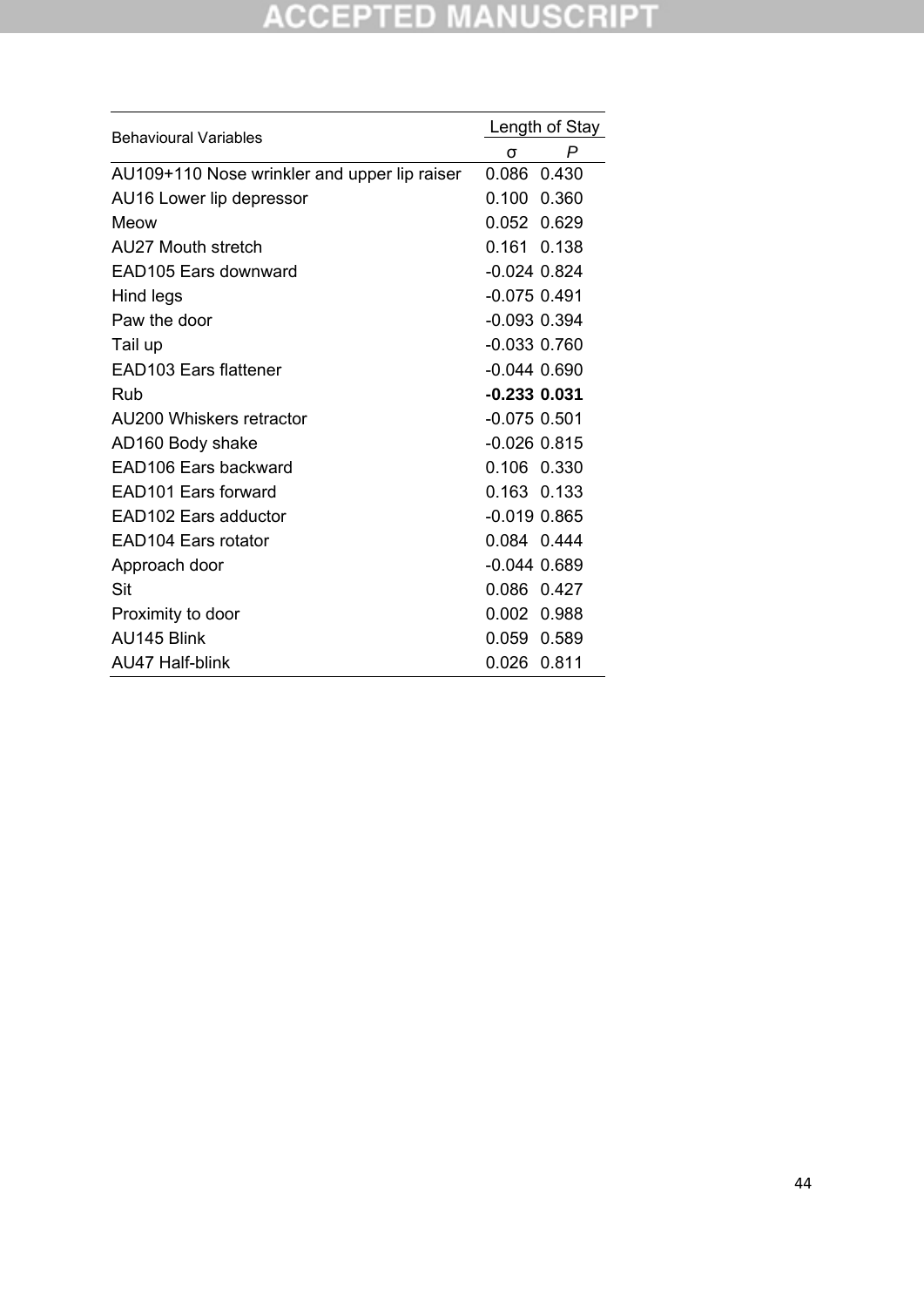| Behavioural Variables | Length of Stay | |
|---|---|---|
| | σ | *P* |
| AU109+110 Nose wrinkler and upper lip raiser | 0.086 | 0.430 |
| AU16 Lower lip depressor | 0.100 | 0.360 |
| Meow | 0.052 | 0.629 |
| AU27 Mouth stretch | 0.161 | 0.138 |
| EAD105 Ears downward | -0.024 | 0.824 |
| Hind legs | -0.075 | 0.491 |
| Paw the door | -0.093 | 0.394 |
| Tail up | -0.033 | 0.760 |
| EAD103 Ears flattener | -0.044 | 0.690 |
| Rub | **-0.233** | **0.031** |
| AU200 Whiskers retractor | -0.075 | 0.501 |
| AD160 Body shake | -0.026 | 0.815 |
| EAD106 Ears backward | 0.106 | 0.330 |
| EAD101 Ears forward | 0.163 | 0.133 |
| EAD102 Ears adductor | -0.019 | 0.865 |
| EAD104 Ears rotator | 0.084 | 0.444 |
| Approach door | -0.044 | 0.689 |
| Sit | 0.086 | 0.427 |
| Proximity to door | 0.002 | 0.988 |
| AU145 Blink | 0.059 | 0.589 |
| AU47 Half-blink | 0.026 | 0.811 |